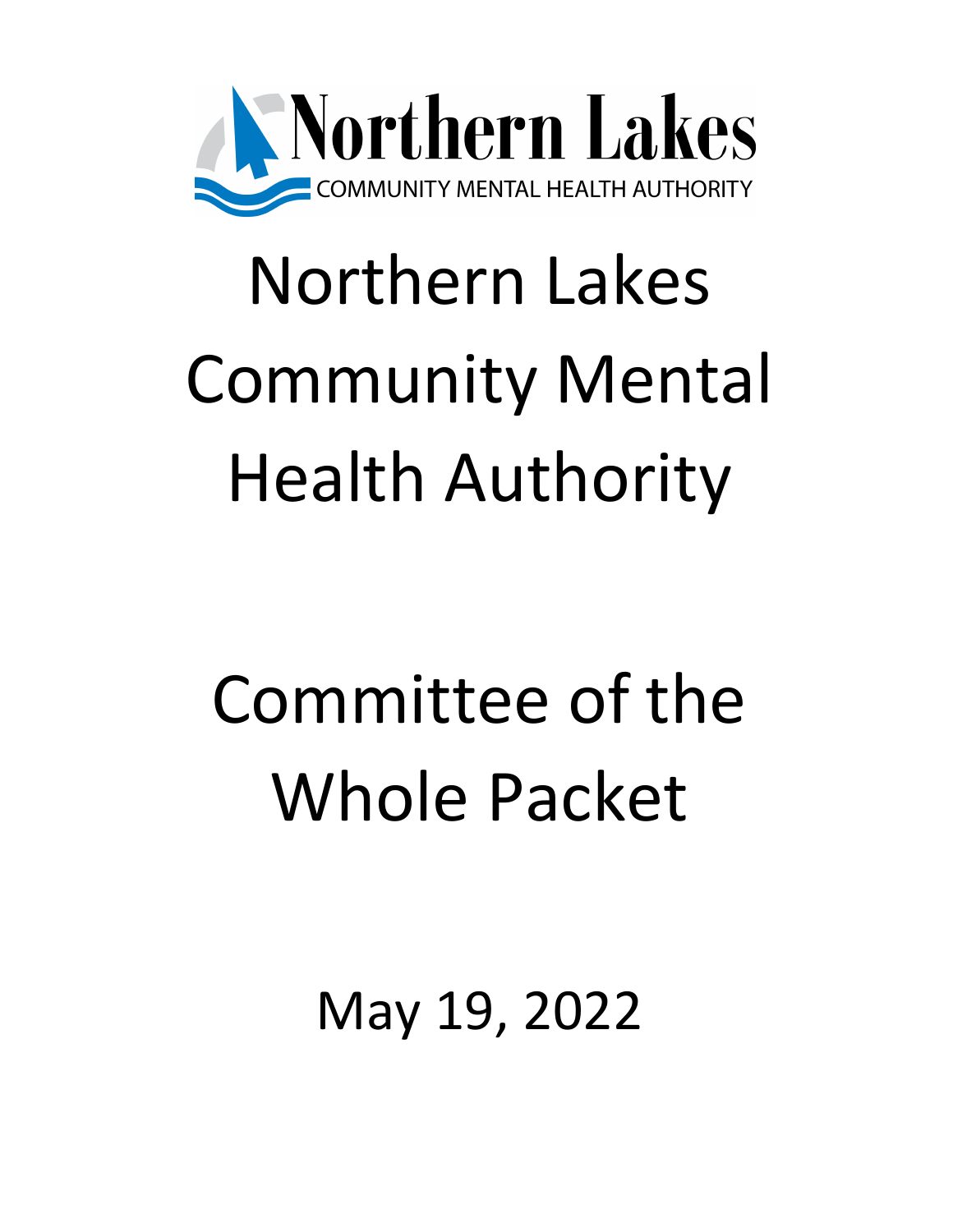Northern Lakes
COMMUNITY MENTAL HEALTH AUTHORITY

# Northern Lakes Community Mental Health Authority

# Committee of the Whole Packet

May 19, 2022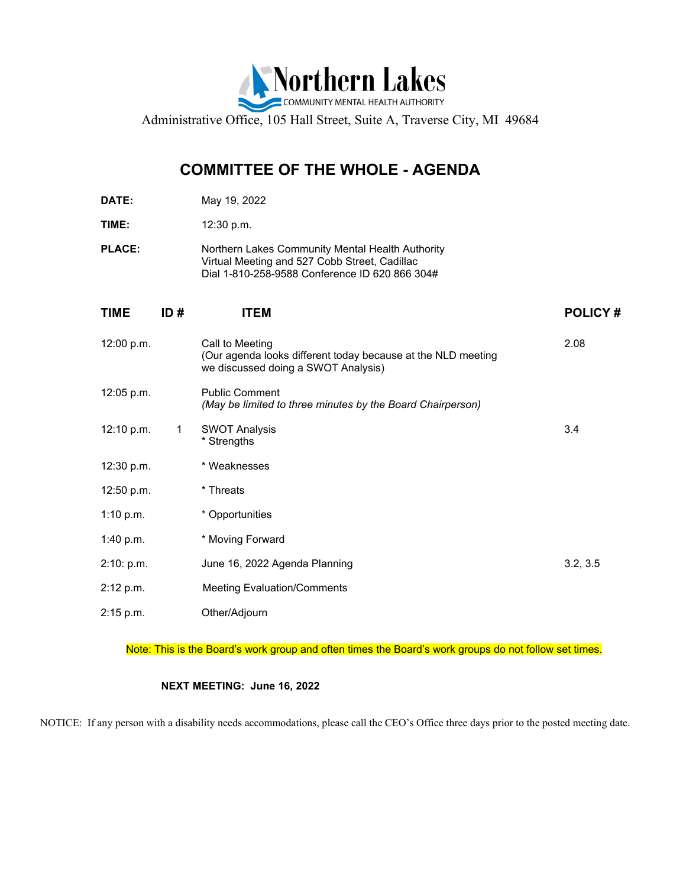Northern Lakes
COMMUNITY MENTAL HEALTH AUTHORITY

Administrative Office, 105 Hall Street, Suite A, Traverse City, MI 49684

# COMMITTEE OF THE WHOLE - AGENDA

**DATE:** May 19, 2022

**TIME:** 12:30 p.m.

**PLACE:** Northern Lakes Community Mental Health Authority
Virtual Meeting and 527 Cobb Street, Cadillac
Dial 1-810-258-9588 Conference ID 620 866 304#

| TIME | ID # | ITEM | POLICY # |
|---|---|---|---|
| 12:00 p.m. | | Call to Meeting<br>(Our agenda looks different today because at the NLD meeting we discussed doing a SWOT Analysis) | 2.08 |
| 12:05 p.m. | | Public Comment<br>*(May be limited to three minutes by the Board Chairperson)* | |
| 12:10 p.m. | 1 | SWOT Analysis<br>* Strengths | 3.4 |
| 12:30 p.m. | | * Weaknesses | |
| 12:50 p.m. | | * Threats | |
| 1:10 p.m. | | * Opportunities | |
| 1:40 p.m. | | * Moving Forward | |
| 2:10: p.m. | | June 16, 2022 Agenda Planning | 3.2, 3.5 |
| 2:12 p.m. | | Meeting Evaluation/Comments | |
| 2:15 p.m. | | Other/Adjourn | |

Note: This is the Board's work group and often times the Board's work groups do not follow set times.

**NEXT MEETING: June 16, 2022**

NOTICE: If any person with a disability needs accommodations, please call the CEO's Office three days prior to the posted meeting date.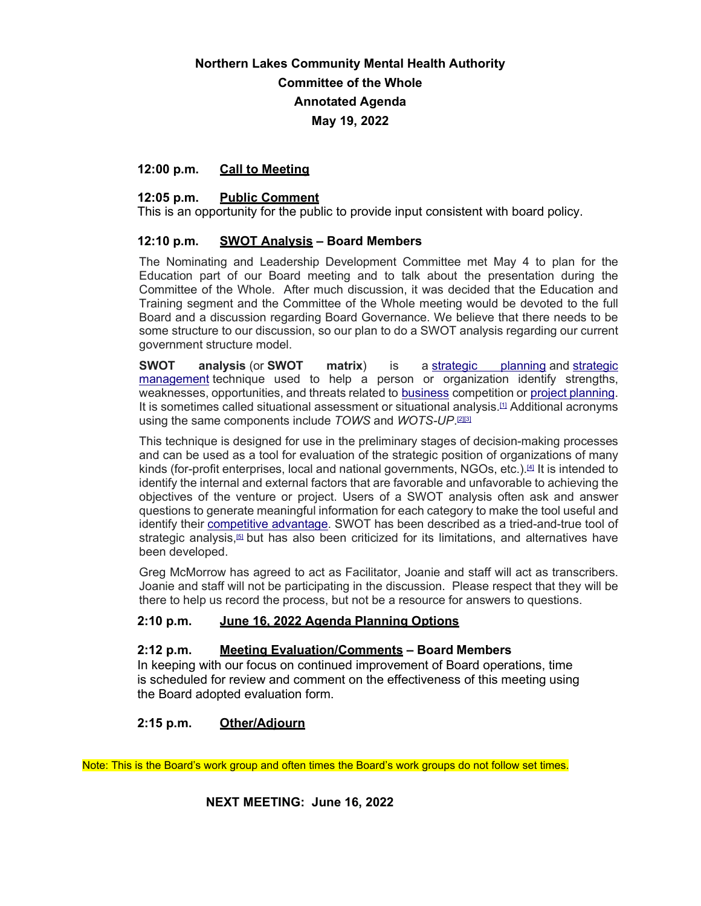# Northern Lakes Community Mental Health Authority
## Committee of the Whole
## Annotated Agenda
## May 19, 2022

**12:00 p.m.** **Call to Meeting**

**12:05 p.m.** **Public Comment**

This is an opportunity for the public to provide input consistent with board policy.

**12:10 p.m.** **SWOT Analysis – Board Members**

The Nominating and Leadership Development Committee met May 4 to plan for the Education part of our Board meeting and to talk about the presentation during the Committee of the Whole. After much discussion, it was decided that the Education and Training segment and the Committee of the Whole meeting would be devoted to the full Board and a discussion regarding Board Governance. We believe that there needs to be some structure to our discussion, so our plan to do a SWOT analysis regarding our current government structure model.

**SWOT analysis** (or **SWOT matrix**) is a strategic planning and strategic management technique used to help a person or organization identify strengths, weaknesses, opportunities, and threats related to business competition or project planning. It is sometimes called situational assessment or situational analysis.[1] Additional acronyms using the same components include *TOWS* and *WOTS-UP*.[2][3]

This technique is designed for use in the preliminary stages of decision-making processes and can be used as a tool for evaluation of the strategic position of organizations of many kinds (for-profit enterprises, local and national governments, NGOs, etc.).[4] It is intended to identify the internal and external factors that are favorable and unfavorable to achieving the objectives of the venture or project. Users of a SWOT analysis often ask and answer questions to generate meaningful information for each category to make the tool useful and identify their competitive advantage. SWOT has been described as a tried-and-true tool of strategic analysis,[5] but has also been criticized for its limitations, and alternatives have been developed.

Greg McMorrow has agreed to act as Facilitator, Joanie and staff will act as transcribers. Joanie and staff will not be participating in the discussion. Please respect that they will be there to help us record the process, but not be a resource for answers to questions.

**2:10 p.m.** **June 16, 2022 Agenda Planning Options**

**2:12 p.m.** **Meeting Evaluation/Comments – Board Members**

In keeping with our focus on continued improvement of Board operations, time is scheduled for review and comment on the effectiveness of this meeting using the Board adopted evaluation form.

**2:15 p.m.** **Other/Adjourn**

Note: This is the Board's work group and often times the Board's work groups do not follow set times.

**NEXT MEETING: June 16, 2022**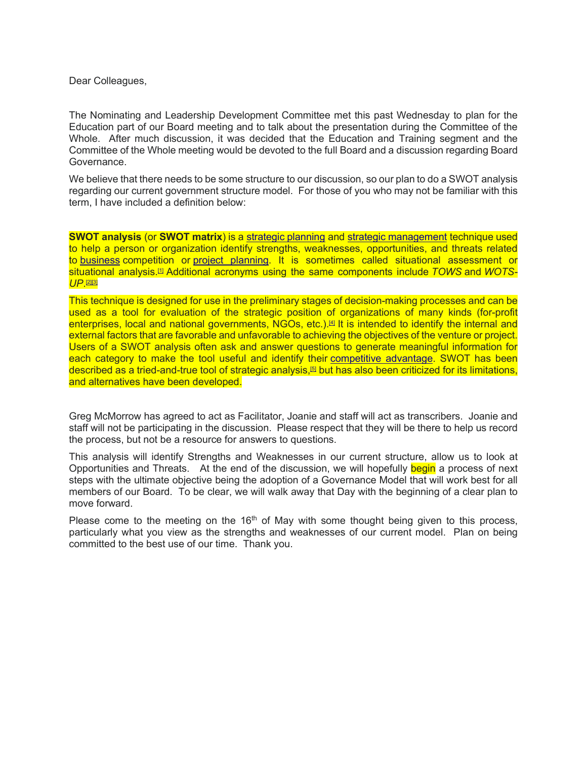Dear Colleagues,

The Nominating and Leadership Development Committee met this past Wednesday to plan for the Education part of our Board meeting and to talk about the presentation during the Committee of the Whole. After much discussion, it was decided that the Education and Training segment and the Committee of the Whole meeting would be devoted to the full Board and a discussion regarding Board Governance.

We believe that there needs to be some structure to our discussion, so our plan to do a SWOT analysis regarding our current government structure model. For those of you who may not be familiar with this term, I have included a definition below:

**SWOT analysis** (or **SWOT matrix**) is a strategic planning and strategic management technique used to help a person or organization identify strengths, weaknesses, opportunities, and threats related to business competition or project planning. It is sometimes called situational assessment or situational analysis.[1] Additional acronyms using the same components include *TOWS* and *WOTS-UP*.[2][3]

This technique is designed for use in the preliminary stages of decision-making processes and can be used as a tool for evaluation of the strategic position of organizations of many kinds (for-profit enterprises, local and national governments, NGOs, etc.).[4] It is intended to identify the internal and external factors that are favorable and unfavorable to achieving the objectives of the venture or project. Users of a SWOT analysis often ask and answer questions to generate meaningful information for each category to make the tool useful and identify their competitive advantage. SWOT has been described as a tried-and-true tool of strategic analysis,[5] but has also been criticized for its limitations, and alternatives have been developed.

Greg McMorrow has agreed to act as Facilitator, Joanie and staff will act as transcribers. Joanie and staff will not be participating in the discussion. Please respect that they will be there to help us record the process, but not be a resource for answers to questions.

This analysis will identify Strengths and Weaknesses in our current structure, allow us to look at Opportunities and Threats. At the end of the discussion, we will hopefully begin a process of next steps with the ultimate objective being the adoption of a Governance Model that will work best for all members of our Board. To be clear, we will walk away that Day with the beginning of a clear plan to move forward.

Please come to the meeting on the 16th of May with some thought being given to this process, particularly what you view as the strengths and weaknesses of our current model. Plan on being committed to the best use of our time. Thank you.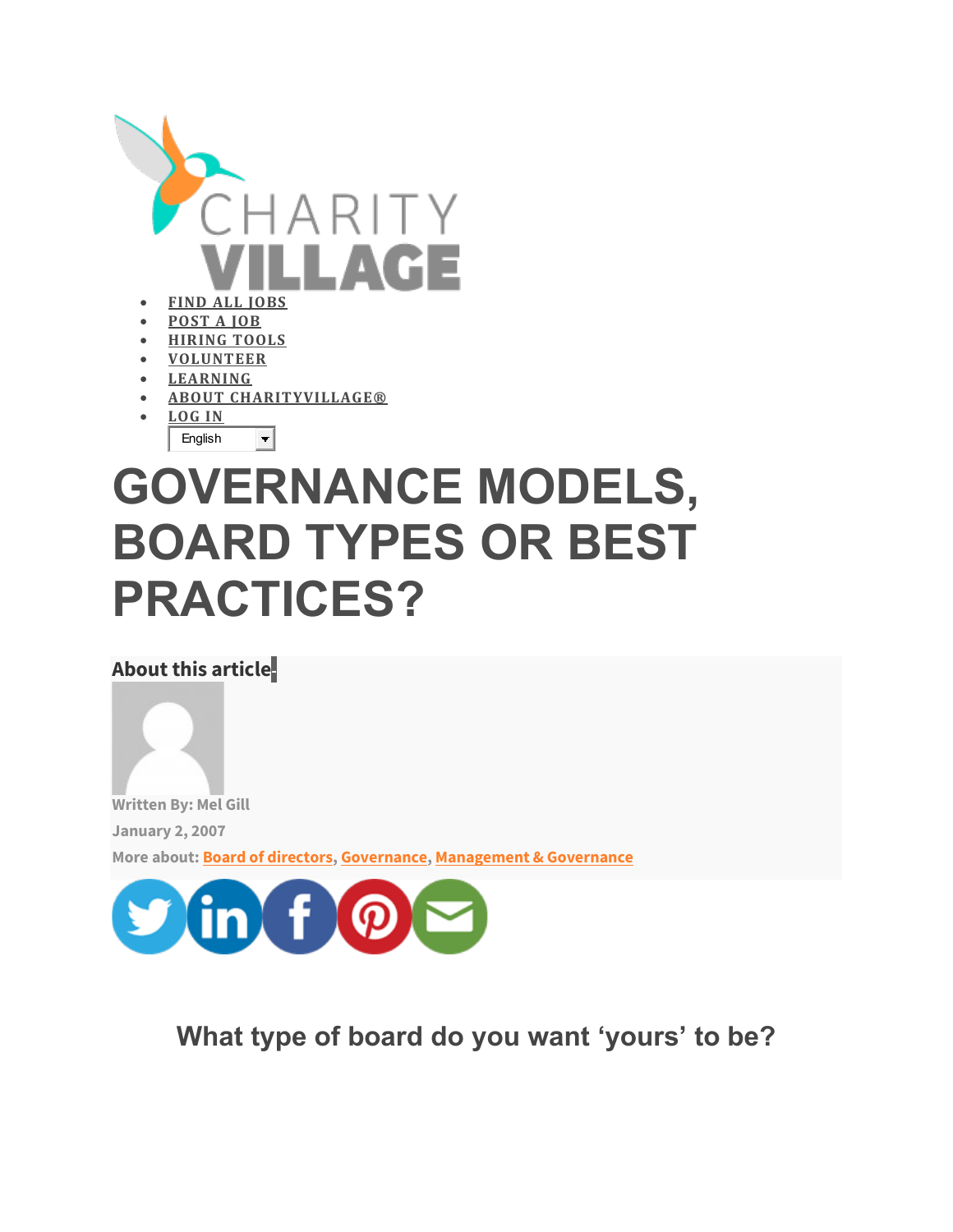- FIND ALL JOBS
- POST A JOB
- HIRING TOOLS
- VOLUNTEER
- LEARNING
- ABOUT CHARITYVILLAGE®
- LOG IN

English

# GOVERNANCE MODELS, BOARD TYPES OR BEST PRACTICES?

**About this article**

Written By: Mel Gill

January 2, 2007

More about: Board of directors, Governance, Management & Governance

### What type of board do you want 'yours' to be?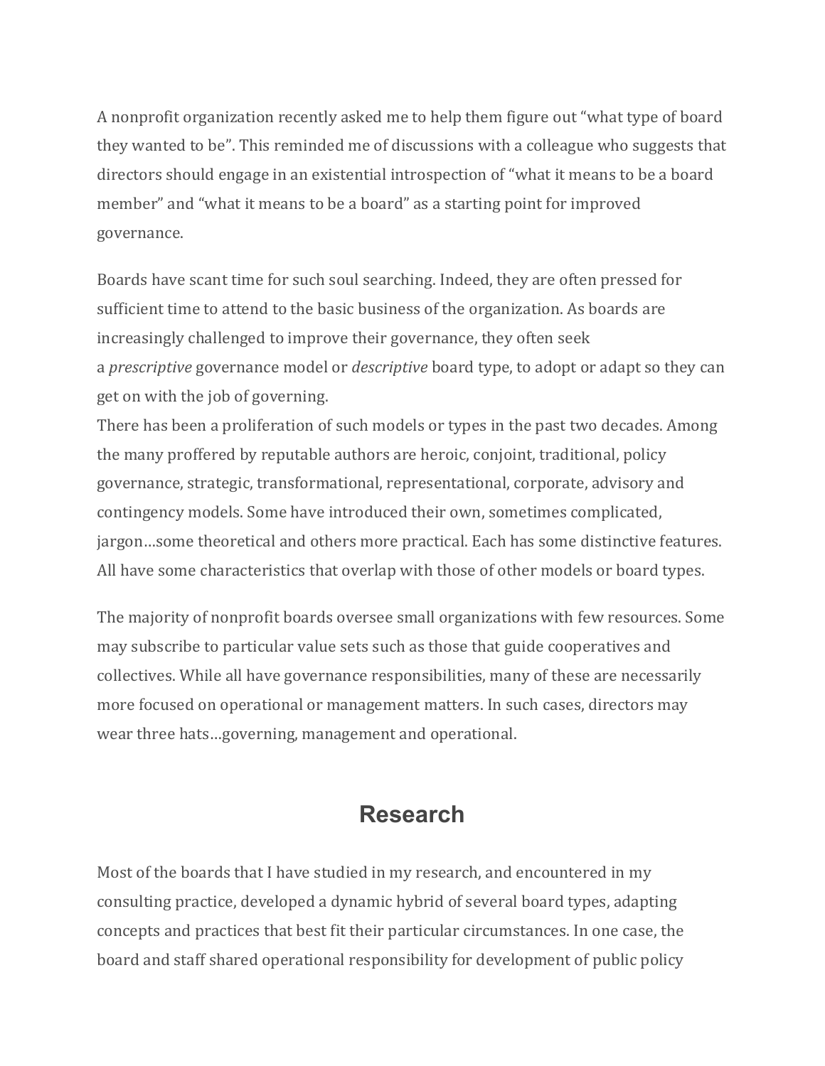A nonprofit organization recently asked me to help them figure out "what type of board they wanted to be". This reminded me of discussions with a colleague who suggests that directors should engage in an existential introspection of "what it means to be a board member" and "what it means to be a board" as a starting point for improved governance.

Boards have scant time for such soul searching. Indeed, they are often pressed for sufficient time to attend to the basic business of the organization. As boards are increasingly challenged to improve their governance, they often seek a *prescriptive* governance model or *descriptive* board type, to adopt or adapt so they can get on with the job of governing.

There has been a proliferation of such models or types in the past two decades. Among the many proffered by reputable authors are heroic, conjoint, traditional, policy governance, strategic, transformational, representational, corporate, advisory and contingency models. Some have introduced their own, sometimes complicated, jargon…some theoretical and others more practical. Each has some distinctive features. All have some characteristics that overlap with those of other models or board types.

The majority of nonprofit boards oversee small organizations with few resources. Some may subscribe to particular value sets such as those that guide cooperatives and collectives. While all have governance responsibilities, many of these are necessarily more focused on operational or management matters. In such cases, directors may wear three hats…governing, management and operational.

## Research

Most of the boards that I have studied in my research, and encountered in my consulting practice, developed a dynamic hybrid of several board types, adapting concepts and practices that best fit their particular circumstances. In one case, the board and staff shared operational responsibility for development of public policy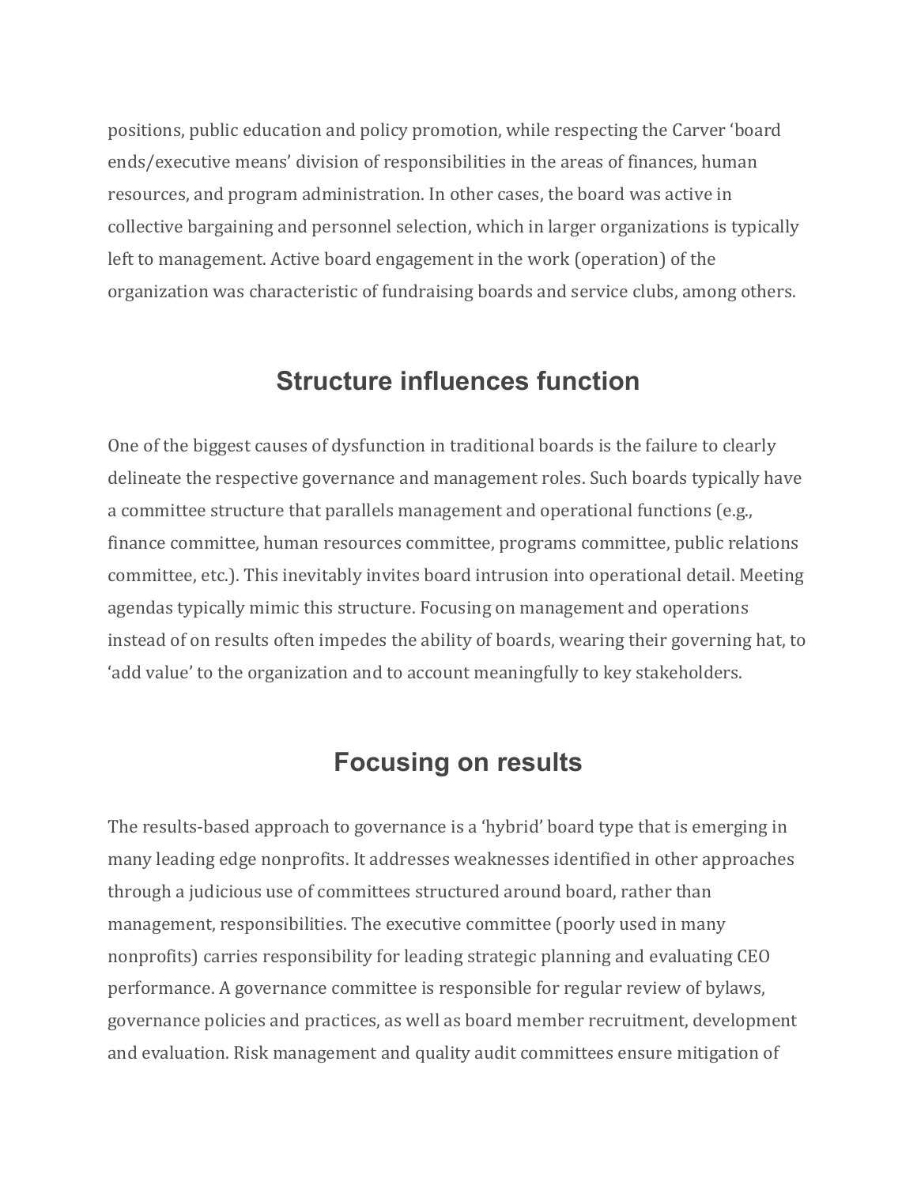positions, public education and policy promotion, while respecting the Carver 'board ends/executive means' division of responsibilities in the areas of finances, human resources, and program administration. In other cases, the board was active in collective bargaining and personnel selection, which in larger organizations is typically left to management. Active board engagement in the work (operation) of the organization was characteristic of fundraising boards and service clubs, among others.

## Structure influences function

One of the biggest causes of dysfunction in traditional boards is the failure to clearly delineate the respective governance and management roles. Such boards typically have a committee structure that parallels management and operational functions (e.g., finance committee, human resources committee, programs committee, public relations committee, etc.). This inevitably invites board intrusion into operational detail. Meeting agendas typically mimic this structure. Focusing on management and operations instead of on results often impedes the ability of boards, wearing their governing hat, to 'add value' to the organization and to account meaningfully to key stakeholders.

## Focusing on results

The results-based approach to governance is a 'hybrid' board type that is emerging in many leading edge nonprofits. It addresses weaknesses identified in other approaches through a judicious use of committees structured around board, rather than management, responsibilities. The executive committee (poorly used in many nonprofits) carries responsibility for leading strategic planning and evaluating CEO performance. A governance committee is responsible for regular review of bylaws, governance policies and practices, as well as board member recruitment, development and evaluation. Risk management and quality audit committees ensure mitigation of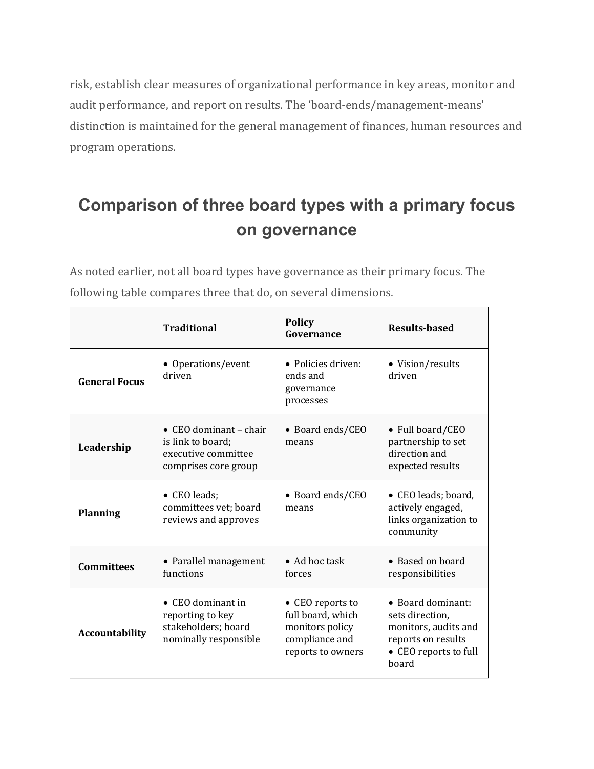risk, establish clear measures of organizational performance in key areas, monitor and audit performance, and report on results. The 'board-ends/management-means' distinction is maintained for the general management of finances, human resources and program operations.

## Comparison of three board types with a primary focus on governance

As noted earlier, not all board types have governance as their primary focus. The following table compares three that do, on several dimensions.

| | **Traditional** | **Policy Governance** | **Results-based** |
|---|---|---|---|
| **General Focus** | • Operations/event driven | • Policies driven: ends and governance processes | • Vision/results driven |
| **Leadership** | • CEO dominant – chair is link to board; executive committee comprises core group | • Board ends/CEO means | • Full board/CEO partnership to set direction and expected results |
| **Planning** | • CEO leads; committees vet; board reviews and approves | • Board ends/CEO means | • CEO leads; board, actively engaged, links organization to community |
| **Committees** | • Parallel management functions | • Ad hoc task forces | • Based on board responsibilities |
| **Accountability** | • CEO dominant in reporting to key stakeholders; board nominally responsible | • CEO reports to full board, which monitors policy compliance and reports to owners | • Board dominant: sets direction, monitors, audits and reports on results<br>• CEO reports to full board |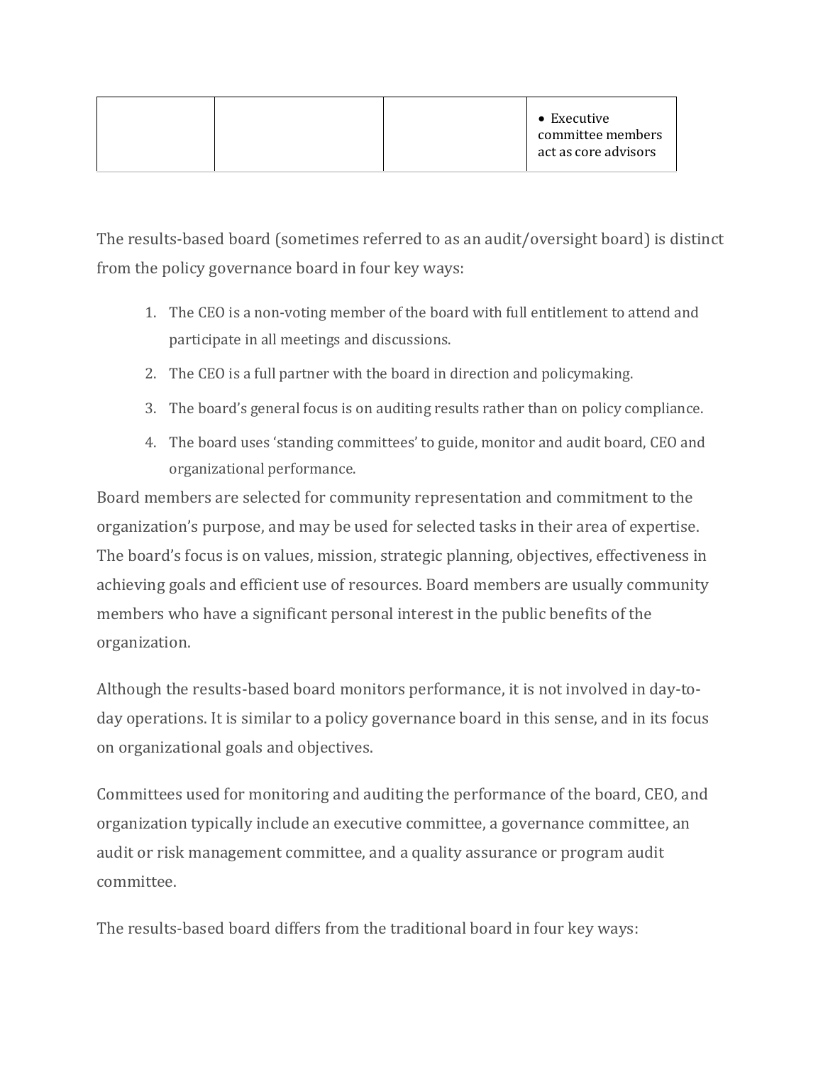| | | | |
|---|---|---|---|
| | | | • Executive committee members act as core advisors |

The results-based board (sometimes referred to as an audit/oversight board) is distinct from the policy governance board in four key ways:

1. The CEO is a non-voting member of the board with full entitlement to attend and participate in all meetings and discussions.
2. The CEO is a full partner with the board in direction and policymaking.
3. The board's general focus is on auditing results rather than on policy compliance.
4. The board uses 'standing committees' to guide, monitor and audit board, CEO and organizational performance.

Board members are selected for community representation and commitment to the organization's purpose, and may be used for selected tasks in their area of expertise. The board's focus is on values, mission, strategic planning, objectives, effectiveness in achieving goals and efficient use of resources. Board members are usually community members who have a significant personal interest in the public benefits of the organization.

Although the results-based board monitors performance, it is not involved in day-to-day operations. It is similar to a policy governance board in this sense, and in its focus on organizational goals and objectives.

Committees used for monitoring and auditing the performance of the board, CEO, and organization typically include an executive committee, a governance committee, an audit or risk management committee, and a quality assurance or program audit committee.

The results-based board differs from the traditional board in four key ways: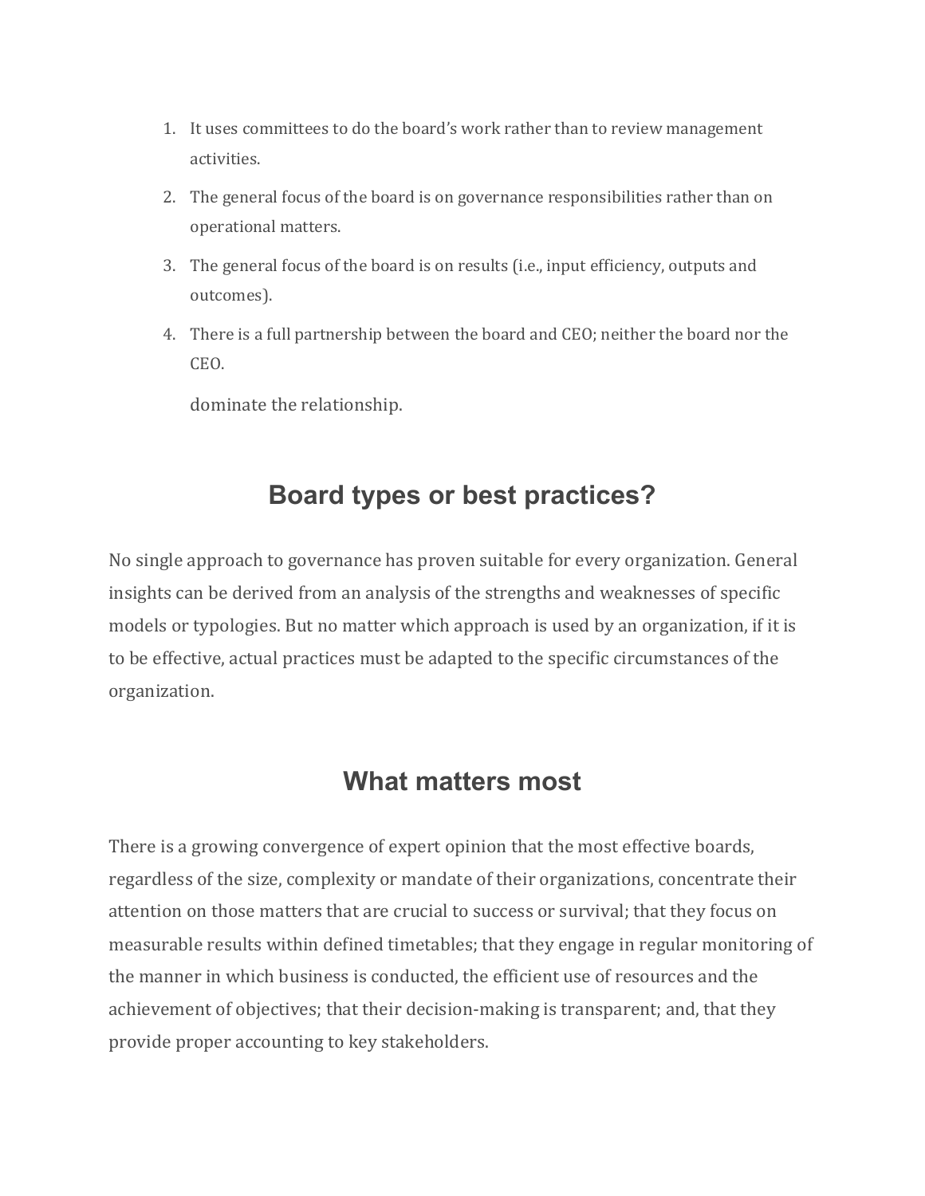1. It uses committees to do the board's work rather than to review management activities.
2. The general focus of the board is on governance responsibilities rather than on operational matters.
3. The general focus of the board is on results (i.e., input efficiency, outputs and outcomes).
4. There is a full partnership between the board and CEO; neither the board nor the CEO.

   dominate the relationship.

## Board types or best practices?

No single approach to governance has proven suitable for every organization. General insights can be derived from an analysis of the strengths and weaknesses of specific models or typologies. But no matter which approach is used by an organization, if it is to be effective, actual practices must be adapted to the specific circumstances of the organization.

## What matters most

There is a growing convergence of expert opinion that the most effective boards, regardless of the size, complexity or mandate of their organizations, concentrate their attention on those matters that are crucial to success or survival; that they focus on measurable results within defined timetables; that they engage in regular monitoring of the manner in which business is conducted, the efficient use of resources and the achievement of objectives; that their decision-making is transparent; and, that they provide proper accounting to key stakeholders.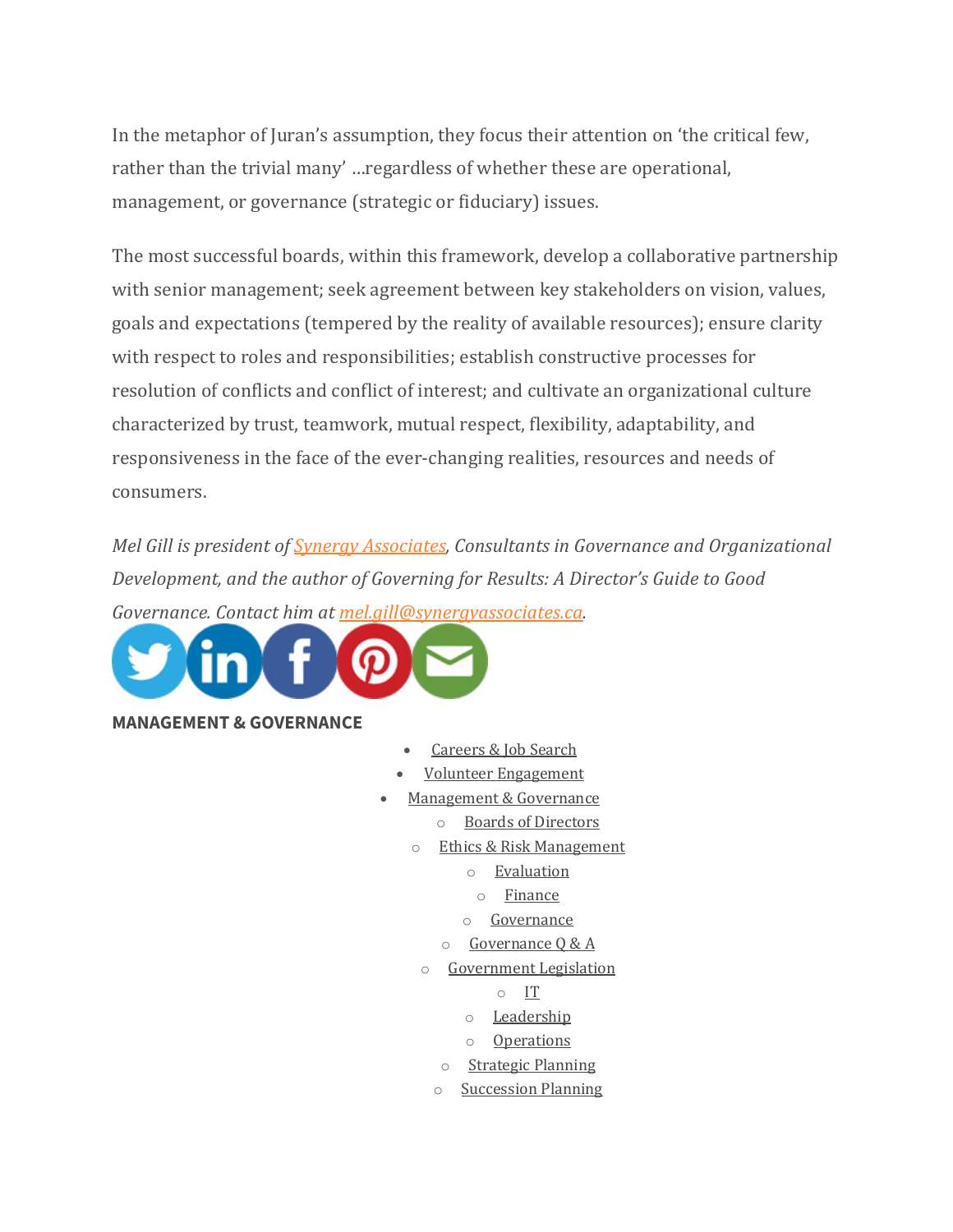In the metaphor of Juran's assumption, they focus their attention on 'the critical few, rather than the trivial many' …regardless of whether these are operational, management, or governance (strategic or fiduciary) issues.

The most successful boards, within this framework, develop a collaborative partnership with senior management; seek agreement between key stakeholders on vision, values, goals and expectations (tempered by the reality of available resources); ensure clarity with respect to roles and responsibilities; establish constructive processes for resolution of conflicts and conflict of interest; and cultivate an organizational culture characterized by trust, teamwork, mutual respect, flexibility, adaptability, and responsiveness in the face of the ever-changing realities, resources and needs of consumers.

*Mel Gill is president of Synergy Associates, Consultants in Governance and Organizational Development, and the author of Governing for Results: A Director's Guide to Good Governance. Contact him at mel.gill@synergyassociates.ca.*

**MANAGEMENT & GOVERNANCE**

- Careers & Job Search
- Volunteer Engagement
- Management & Governance
  - Boards of Directors
  - Ethics & Risk Management
  - Evaluation
  - Finance
  - Governance
  - Governance Q & A
  - Government Legislation
  - IT
  - Leadership
  - Operations
  - Strategic Planning
  - Succession Planning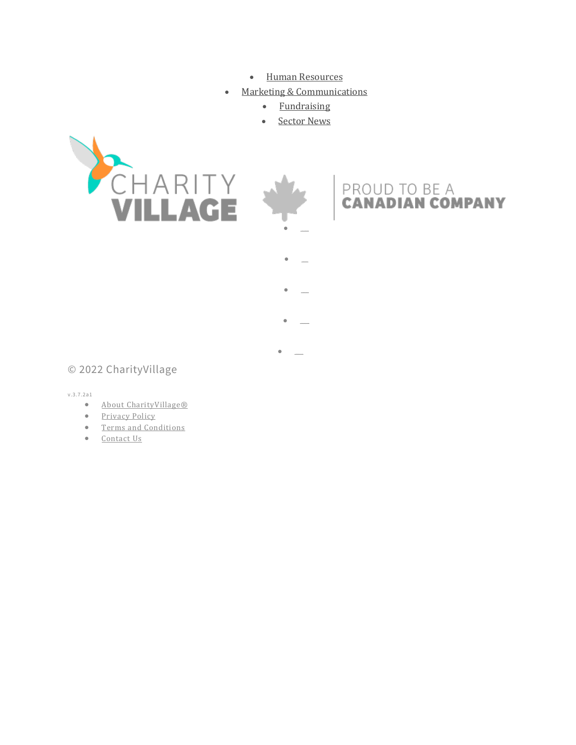- Human Resources
- Marketing & Communications
- Fundraising
- Sector News

© 2022 CharityVillage

v.3.7.2a1

- About CharityVillage®
- Privacy Policy
- Terms and Conditions
- Contact Us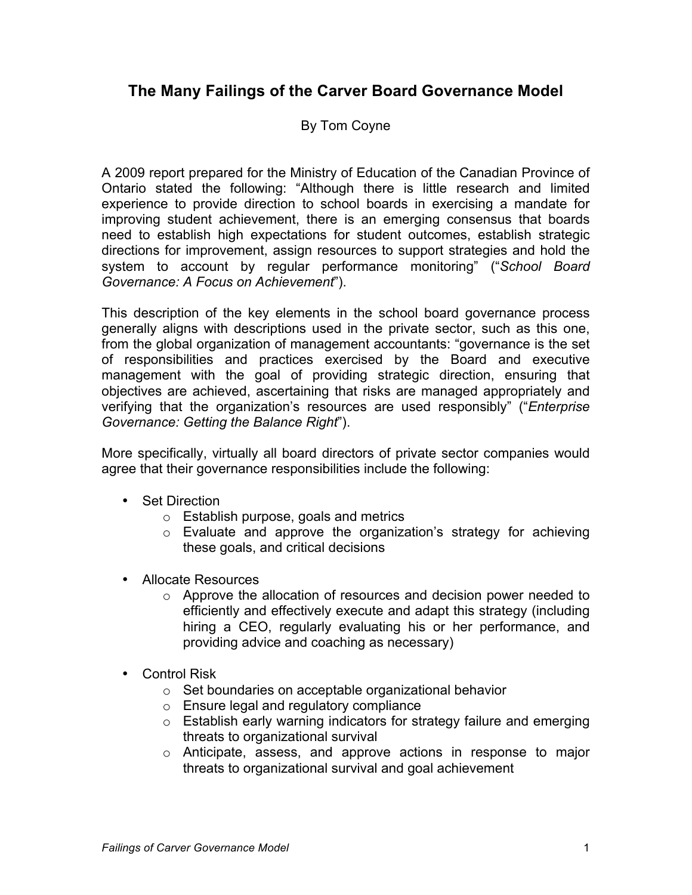# The Many Failings of the Carver Board Governance Model

By Tom Coyne

A 2009 report prepared for the Ministry of Education of the Canadian Province of Ontario stated the following: "Although there is little research and limited experience to provide direction to school boards in exercising a mandate for improving student achievement, there is an emerging consensus that boards need to establish high expectations for student outcomes, establish strategic directions for improvement, assign resources to support strategies and hold the system to account by regular performance monitoring" ("*School Board Governance: A Focus on Achievement*").

This description of the key elements in the school board governance process generally aligns with descriptions used in the private sector, such as this one, from the global organization of management accountants: "governance is the set of responsibilities and practices exercised by the Board and executive management with the goal of providing strategic direction, ensuring that objectives are achieved, ascertaining that risks are managed appropriately and verifying that the organization's resources are used responsibly" ("*Enterprise Governance: Getting the Balance Right*").

More specifically, virtually all board directors of private sector companies would agree that their governance responsibilities include the following:

- Set Direction
    - Establish purpose, goals and metrics
    - Evaluate and approve the organization's strategy for achieving these goals, and critical decisions
- Allocate Resources
    - Approve the allocation of resources and decision power needed to efficiently and effectively execute and adapt this strategy (including hiring a CEO, regularly evaluating his or her performance, and providing advice and coaching as necessary)
- Control Risk
    - Set boundaries on acceptable organizational behavior
    - Ensure legal and regulatory compliance
    - Establish early warning indicators for strategy failure and emerging threats to organizational survival
    - Anticipate, assess, and approve actions in response to major threats to organizational survival and goal achievement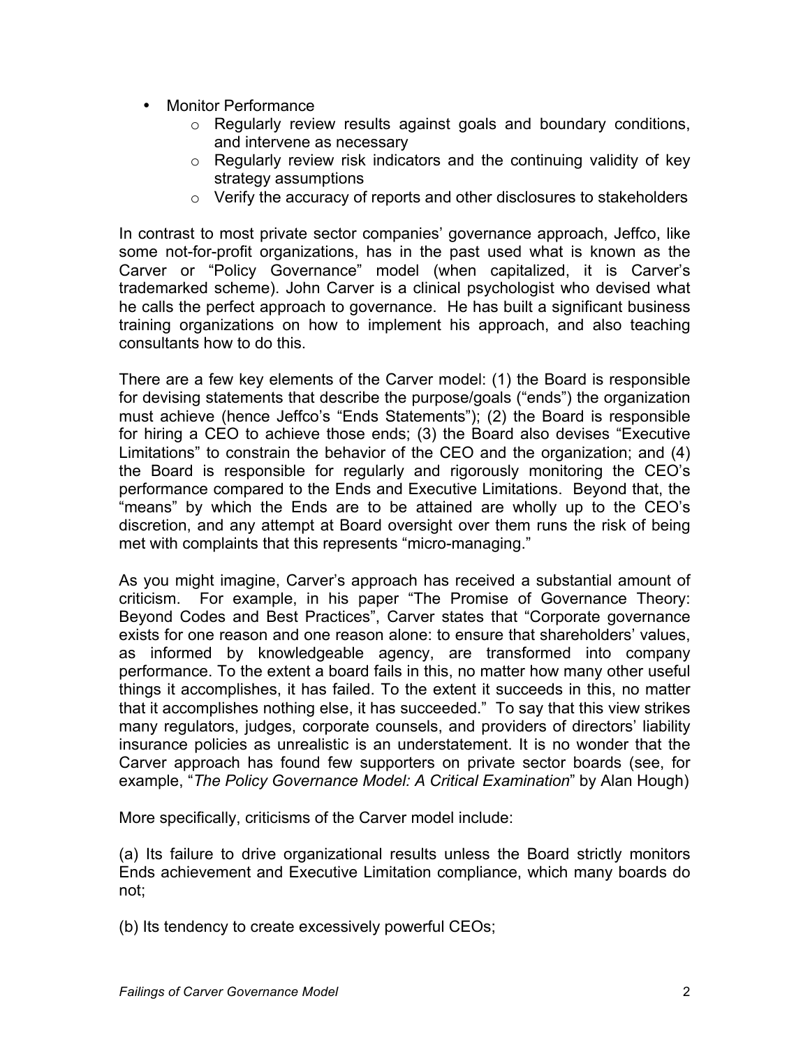- Monitor Performance
  - Regularly review results against goals and boundary conditions, and intervene as necessary
  - Regularly review risk indicators and the continuing validity of key strategy assumptions
  - Verify the accuracy of reports and other disclosures to stakeholders

In contrast to most private sector companies' governance approach, Jeffco, like some not-for-profit organizations, has in the past used what is known as the Carver or "Policy Governance" model (when capitalized, it is Carver's trademarked scheme). John Carver is a clinical psychologist who devised what he calls the perfect approach to governance. He has built a significant business training organizations on how to implement his approach, and also teaching consultants how to do this.

There are a few key elements of the Carver model: (1) the Board is responsible for devising statements that describe the purpose/goals ("ends") the organization must achieve (hence Jeffco's "Ends Statements"); (2) the Board is responsible for hiring a CEO to achieve those ends; (3) the Board also devises "Executive Limitations" to constrain the behavior of the CEO and the organization; and (4) the Board is responsible for regularly and rigorously monitoring the CEO's performance compared to the Ends and Executive Limitations. Beyond that, the "means" by which the Ends are to be attained are wholly up to the CEO's discretion, and any attempt at Board oversight over them runs the risk of being met with complaints that this represents "micro-managing."

As you might imagine, Carver's approach has received a substantial amount of criticism. For example, in his paper "The Promise of Governance Theory: Beyond Codes and Best Practices", Carver states that "Corporate governance exists for one reason and one reason alone: to ensure that shareholders' values, as informed by knowledgeable agency, are transformed into company performance. To the extent a board fails in this, no matter how many other useful things it accomplishes, it has failed. To the extent it succeeds in this, no matter that it accomplishes nothing else, it has succeeded." To say that this view strikes many regulators, judges, corporate counsels, and providers of directors' liability insurance policies as unrealistic is an understatement. It is no wonder that the Carver approach has found few supporters on private sector boards (see, for example, "*The Policy Governance Model: A Critical Examination*" by Alan Hough)

More specifically, criticisms of the Carver model include:

(a) Its failure to drive organizational results unless the Board strictly monitors Ends achievement and Executive Limitation compliance, which many boards do not;

(b) Its tendency to create excessively powerful CEOs;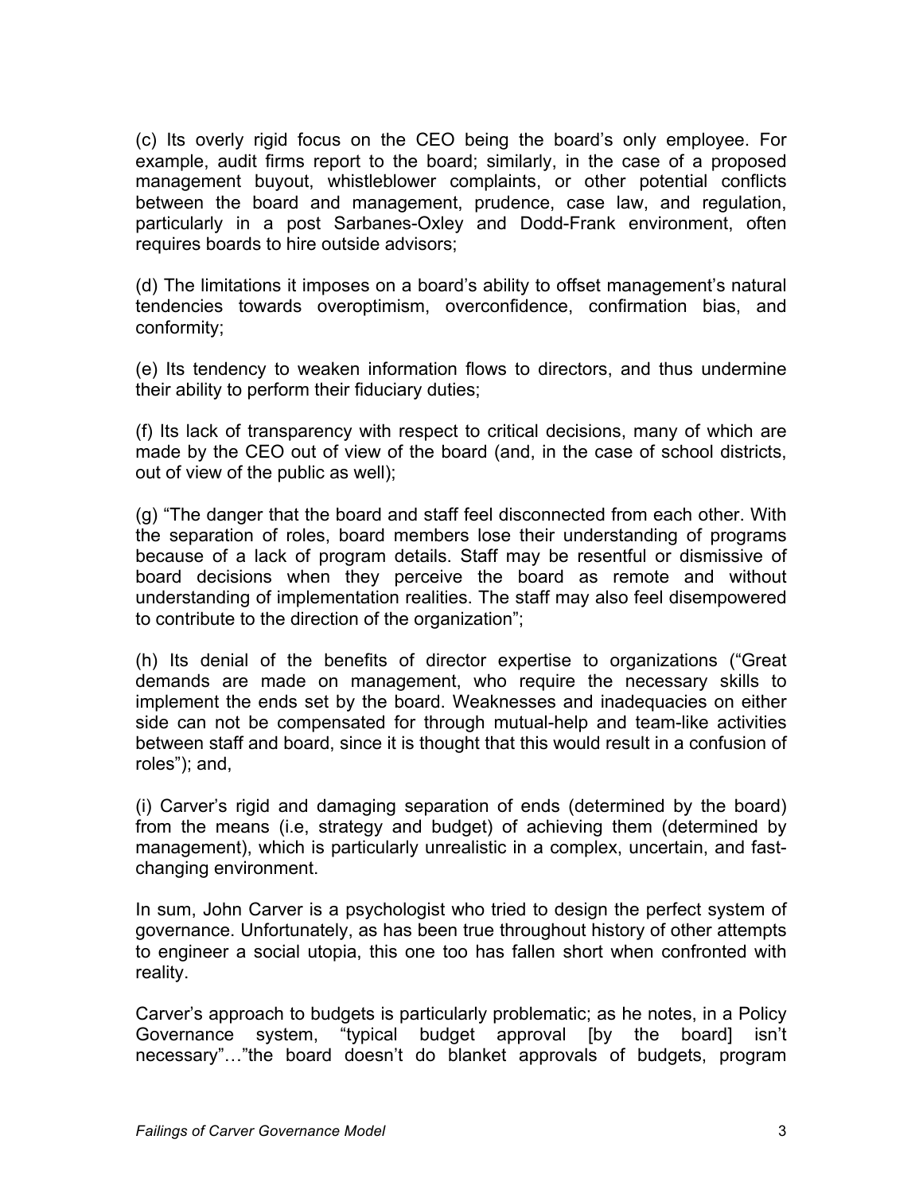(c) Its overly rigid focus on the CEO being the board's only employee. For example, audit firms report to the board; similarly, in the case of a proposed management buyout, whistleblower complaints, or other potential conflicts between the board and management, prudence, case law, and regulation, particularly in a post Sarbanes-Oxley and Dodd-Frank environment, often requires boards to hire outside advisors;

(d) The limitations it imposes on a board's ability to offset management's natural tendencies towards overoptimism, overconfidence, confirmation bias, and conformity;

(e) Its tendency to weaken information flows to directors, and thus undermine their ability to perform their fiduciary duties;

(f) Its lack of transparency with respect to critical decisions, many of which are made by the CEO out of view of the board (and, in the case of school districts, out of view of the public as well);

(g) "The danger that the board and staff feel disconnected from each other. With the separation of roles, board members lose their understanding of programs because of a lack of program details. Staff may be resentful or dismissive of board decisions when they perceive the board as remote and without understanding of implementation realities. The staff may also feel disempowered to contribute to the direction of the organization";

(h) Its denial of the benefits of director expertise to organizations ("Great demands are made on management, who require the necessary skills to implement the ends set by the board. Weaknesses and inadequacies on either side can not be compensated for through mutual-help and team-like activities between staff and board, since it is thought that this would result in a confusion of roles"); and,

(i) Carver's rigid and damaging separation of ends (determined by the board) from the means (i.e, strategy and budget) of achieving them (determined by management), which is particularly unrealistic in a complex, uncertain, and fast-changing environment.

In sum, John Carver is a psychologist who tried to design the perfect system of governance. Unfortunately, as has been true throughout history of other attempts to engineer a social utopia, this one too has fallen short when confronted with reality.

Carver's approach to budgets is particularly problematic; as he notes, in a Policy Governance system, "typical budget approval [by the board] isn't necessary"…"the board doesn't do blanket approvals of budgets, program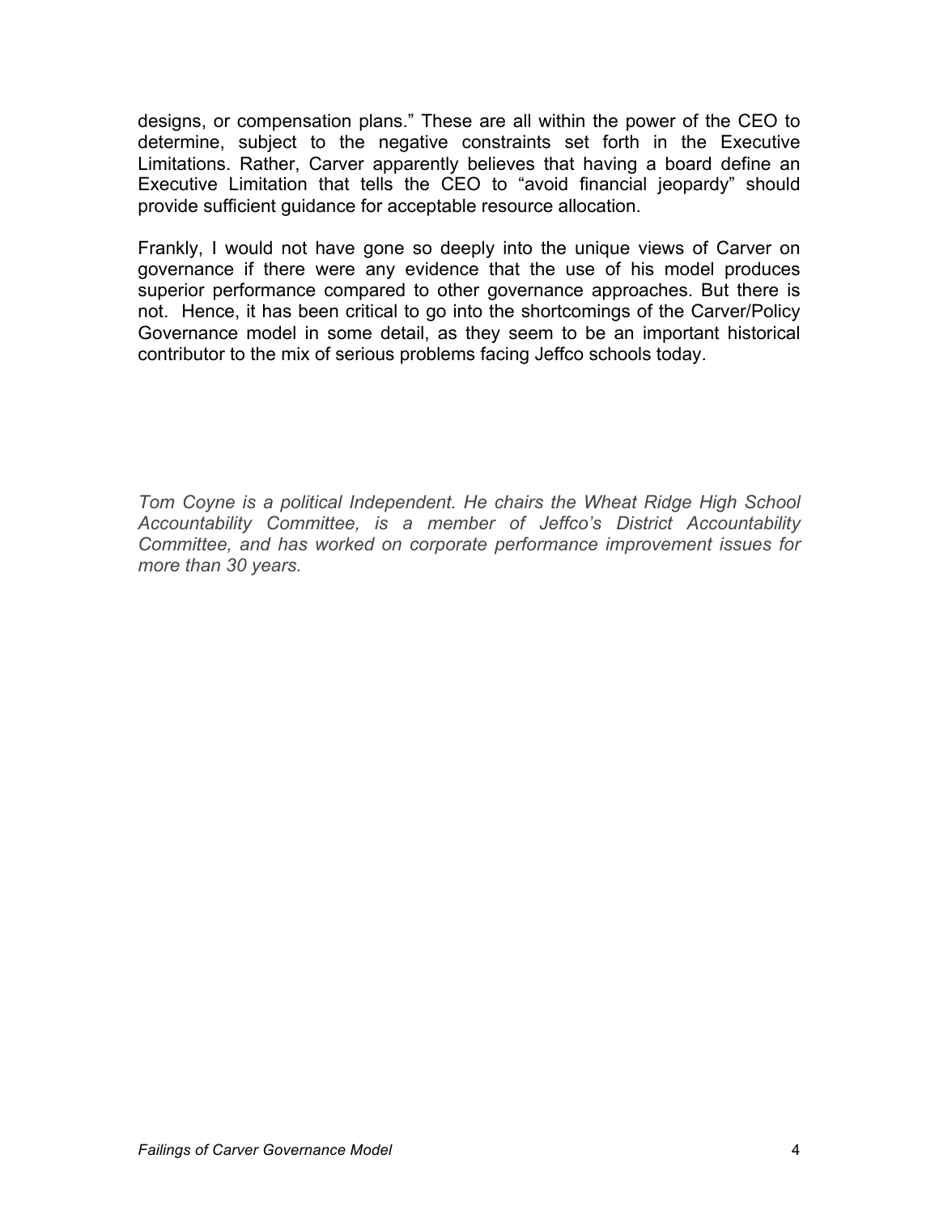designs, or compensation plans." These are all within the power of the CEO to determine, subject to the negative constraints set forth in the Executive Limitations. Rather, Carver apparently believes that having a board define an Executive Limitation that tells the CEO to "avoid financial jeopardy" should provide sufficient guidance for acceptable resource allocation.

Frankly, I would not have gone so deeply into the unique views of Carver on governance if there were any evidence that the use of his model produces superior performance compared to other governance approaches. But there is not. Hence, it has been critical to go into the shortcomings of the Carver/Policy Governance model in some detail, as they seem to be an important historical contributor to the mix of serious problems facing Jeffco schools today.

*Tom Coyne is a political Independent. He chairs the Wheat Ridge High School Accountability Committee, is a member of Jeffco's District Accountability Committee, and has worked on corporate performance improvement issues for more than 30 years.*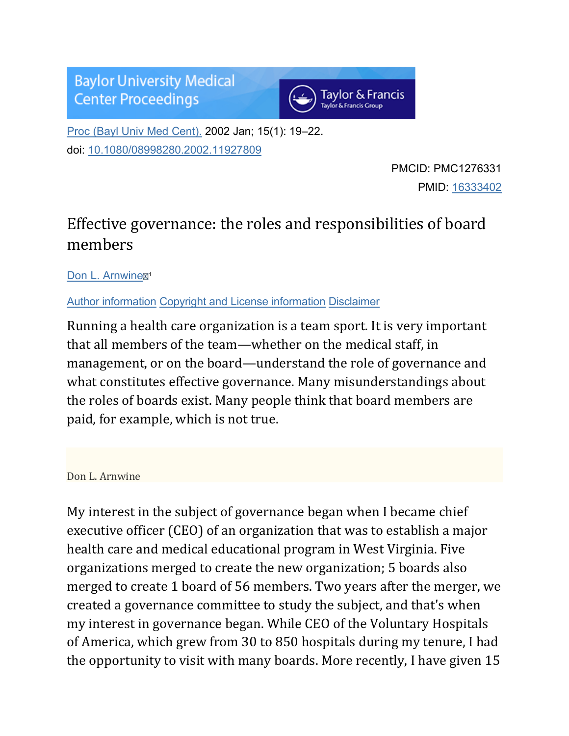Baylor University Medical Center Proceedings

Proc (Bayl Univ Med Cent). 2002 Jan; 15(1): 19–22.
doi: 10.1080/08998280.2002.11927809

PMCID: PMC1276331
PMID: 16333402

# Effective governance: the roles and responsibilities of board members

Don L. Arnwine[1]

Author information Copyright and License information Disclaimer

Running a health care organization is a team sport. It is very important that all members of the team—whether on the medical staff, in management, or on the board—understand the role of governance and what constitutes effective governance. Many misunderstandings about the roles of boards exist. Many people think that board members are paid, for example, which is not true.

Don L. Arnwine

My interest in the subject of governance began when I became chief executive officer (CEO) of an organization that was to establish a major health care and medical educational program in West Virginia. Five organizations merged to create the new organization; 5 boards also merged to create 1 board of 56 members. Two years after the merger, we created a governance committee to study the subject, and that's when my interest in governance began. While CEO of the Voluntary Hospitals of America, which grew from 30 to 850 hospitals during my tenure, I had the opportunity to visit with many boards. More recently, I have given 15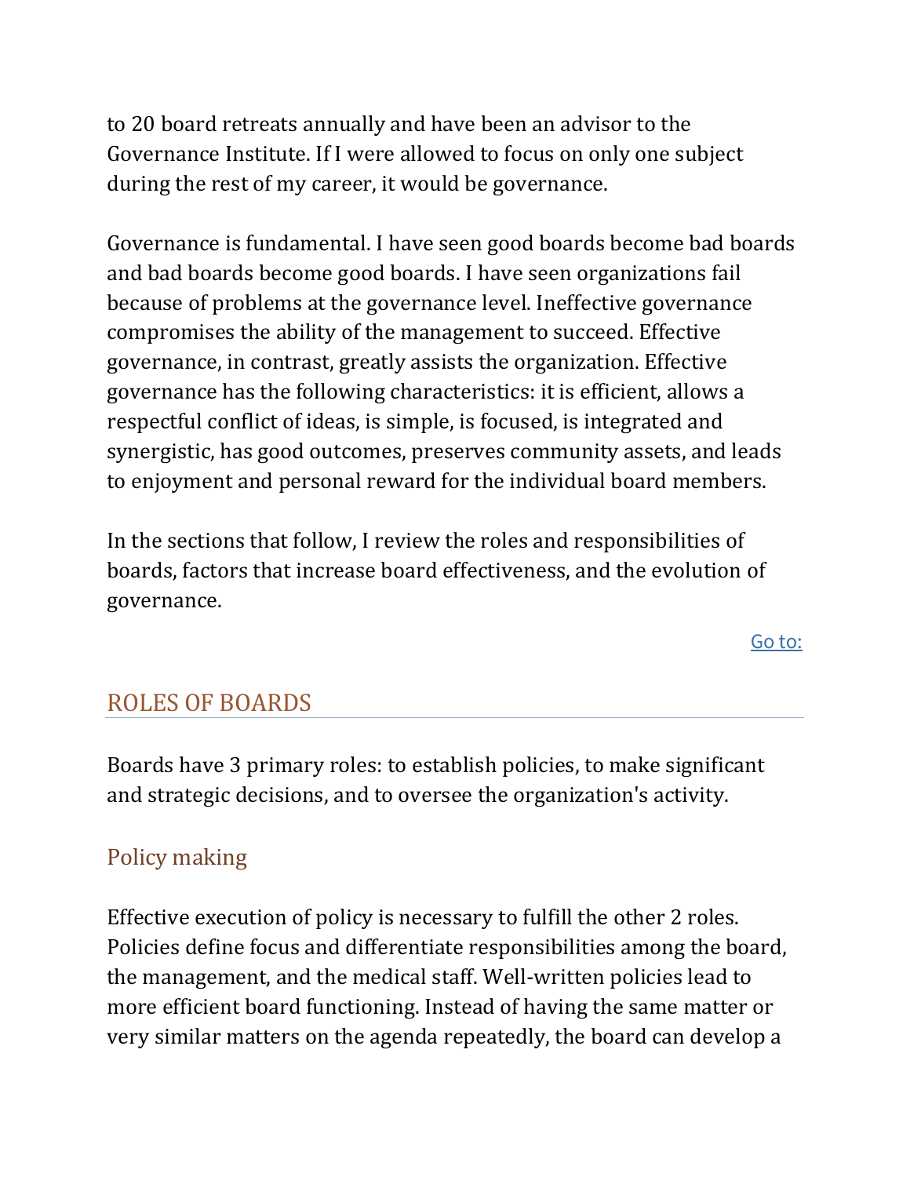to 20 board retreats annually and have been an advisor to the Governance Institute. If I were allowed to focus on only one subject during the rest of my career, it would be governance.

Governance is fundamental. I have seen good boards become bad boards and bad boards become good boards. I have seen organizations fail because of problems at the governance level. Ineffective governance compromises the ability of the management to succeed. Effective governance, in contrast, greatly assists the organization. Effective governance has the following characteristics: it is efficient, allows a respectful conflict of ideas, is simple, is focused, is integrated and synergistic, has good outcomes, preserves community assets, and leads to enjoyment and personal reward for the individual board members.

In the sections that follow, I review the roles and responsibilities of boards, factors that increase board effectiveness, and the evolution of governance.

Go to:

## ROLES OF BOARDS

Boards have 3 primary roles: to establish policies, to make significant and strategic decisions, and to oversee the organization's activity.

### Policy making

Effective execution of policy is necessary to fulfill the other 2 roles. Policies define focus and differentiate responsibilities among the board, the management, and the medical staff. Well-written policies lead to more efficient board functioning. Instead of having the same matter or very similar matters on the agenda repeatedly, the board can develop a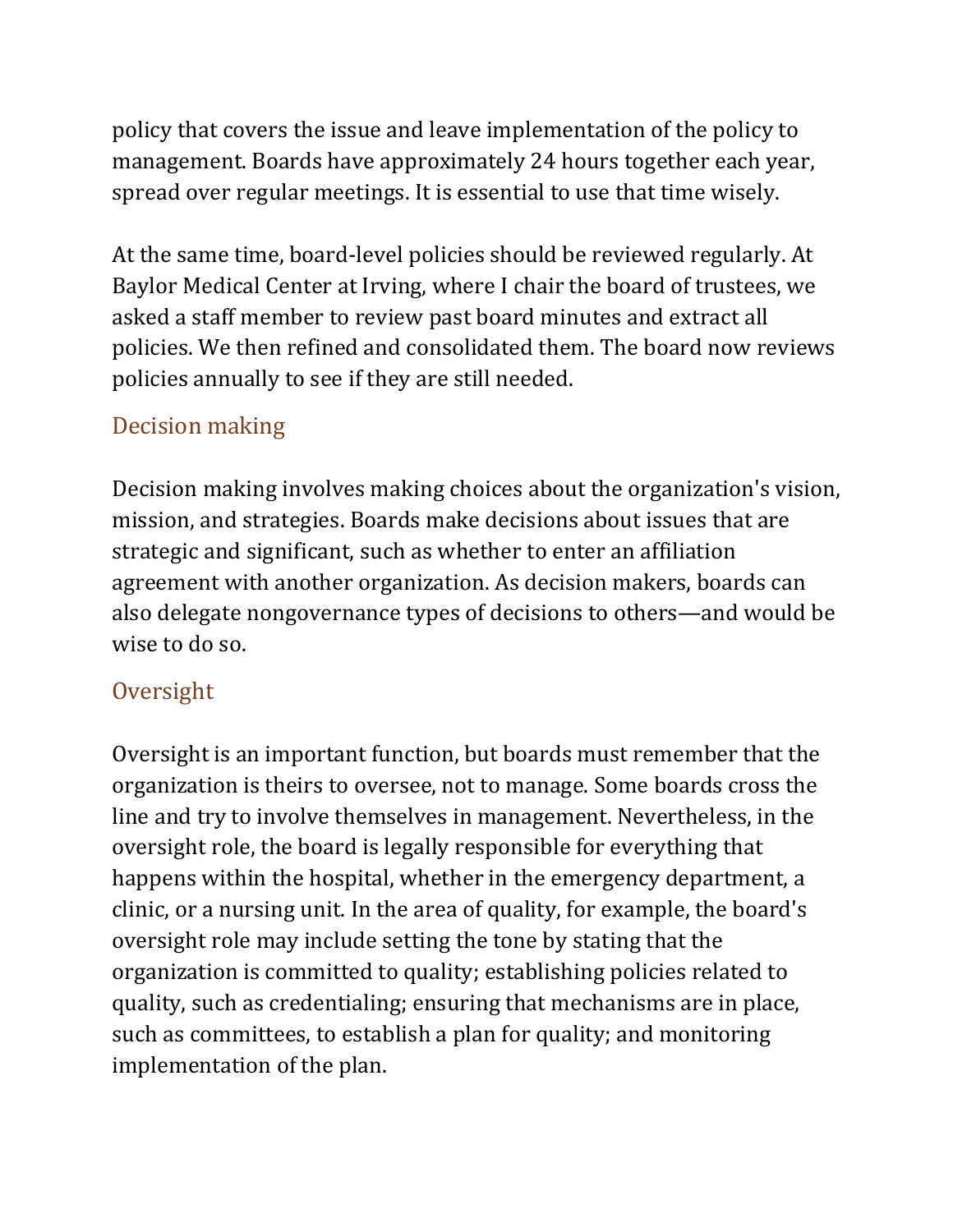policy that covers the issue and leave implementation of the policy to management. Boards have approximately 24 hours together each year, spread over regular meetings. It is essential to use that time wisely.

At the same time, board-level policies should be reviewed regularly. At Baylor Medical Center at Irving, where I chair the board of trustees, we asked a staff member to review past board minutes and extract all policies. We then refined and consolidated them. The board now reviews policies annually to see if they are still needed.

## Decision making

Decision making involves making choices about the organization's vision, mission, and strategies. Boards make decisions about issues that are strategic and significant, such as whether to enter an affiliation agreement with another organization. As decision makers, boards can also delegate nongovernance types of decisions to others—and would be wise to do so.

## Oversight

Oversight is an important function, but boards must remember that the organization is theirs to oversee, not to manage. Some boards cross the line and try to involve themselves in management. Nevertheless, in the oversight role, the board is legally responsible for everything that happens within the hospital, whether in the emergency department, a clinic, or a nursing unit. In the area of quality, for example, the board's oversight role may include setting the tone by stating that the organization is committed to quality; establishing policies related to quality, such as credentialing; ensuring that mechanisms are in place, such as committees, to establish a plan for quality; and monitoring implementation of the plan.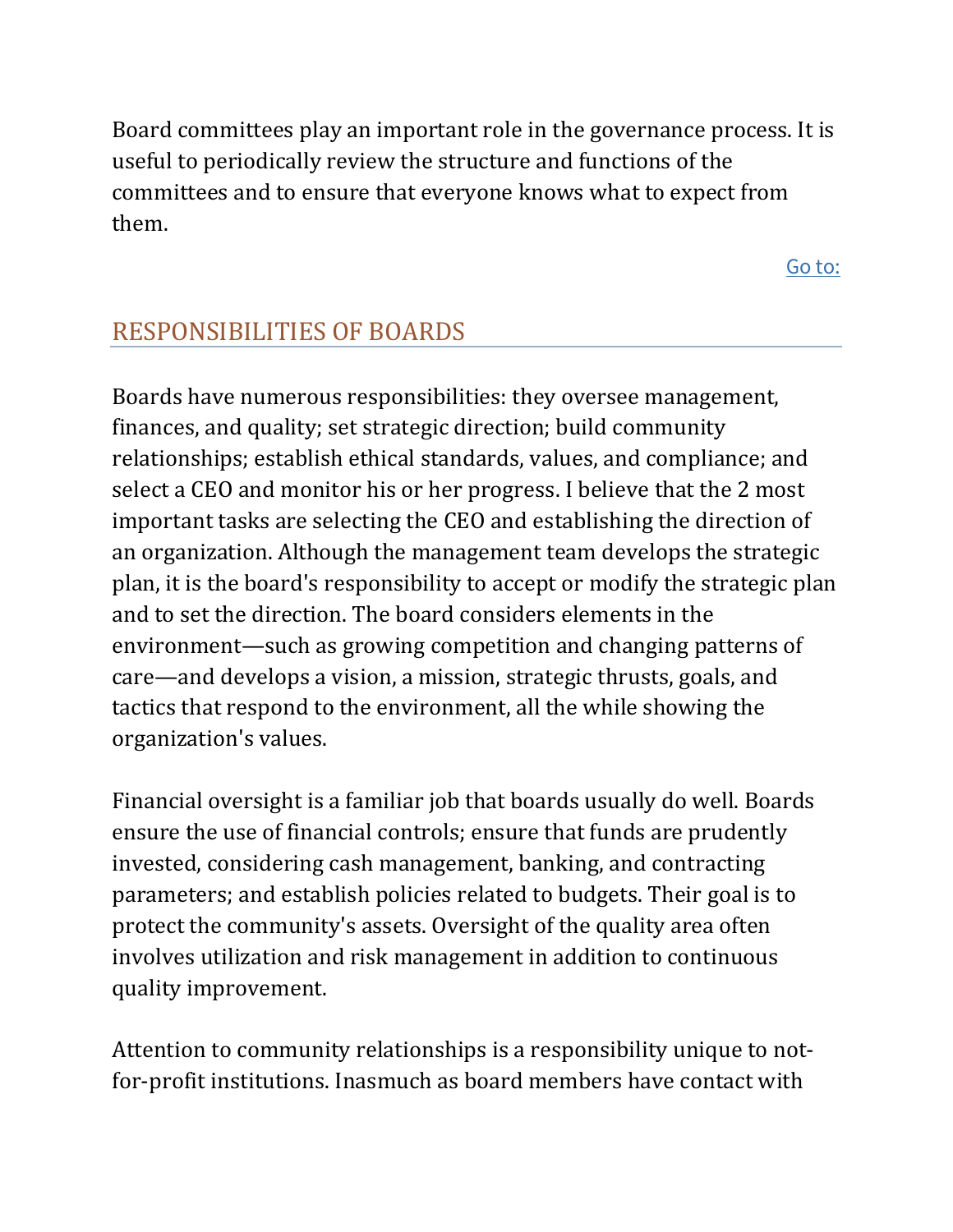Board committees play an important role in the governance process. It is useful to periodically review the structure and functions of the committees and to ensure that everyone knows what to expect from them.

Go to:

## RESPONSIBILITIES OF BOARDS

Boards have numerous responsibilities: they oversee management, finances, and quality; set strategic direction; build community relationships; establish ethical standards, values, and compliance; and select a CEO and monitor his or her progress. I believe that the 2 most important tasks are selecting the CEO and establishing the direction of an organization. Although the management team develops the strategic plan, it is the board's responsibility to accept or modify the strategic plan and to set the direction. The board considers elements in the environment—such as growing competition and changing patterns of care—and develops a vision, a mission, strategic thrusts, goals, and tactics that respond to the environment, all the while showing the organization's values.

Financial oversight is a familiar job that boards usually do well. Boards ensure the use of financial controls; ensure that funds are prudently invested, considering cash management, banking, and contracting parameters; and establish policies related to budgets. Their goal is to protect the community's assets. Oversight of the quality area often involves utilization and risk management in addition to continuous quality improvement.

Attention to community relationships is a responsibility unique to not-for-profit institutions. Inasmuch as board members have contact with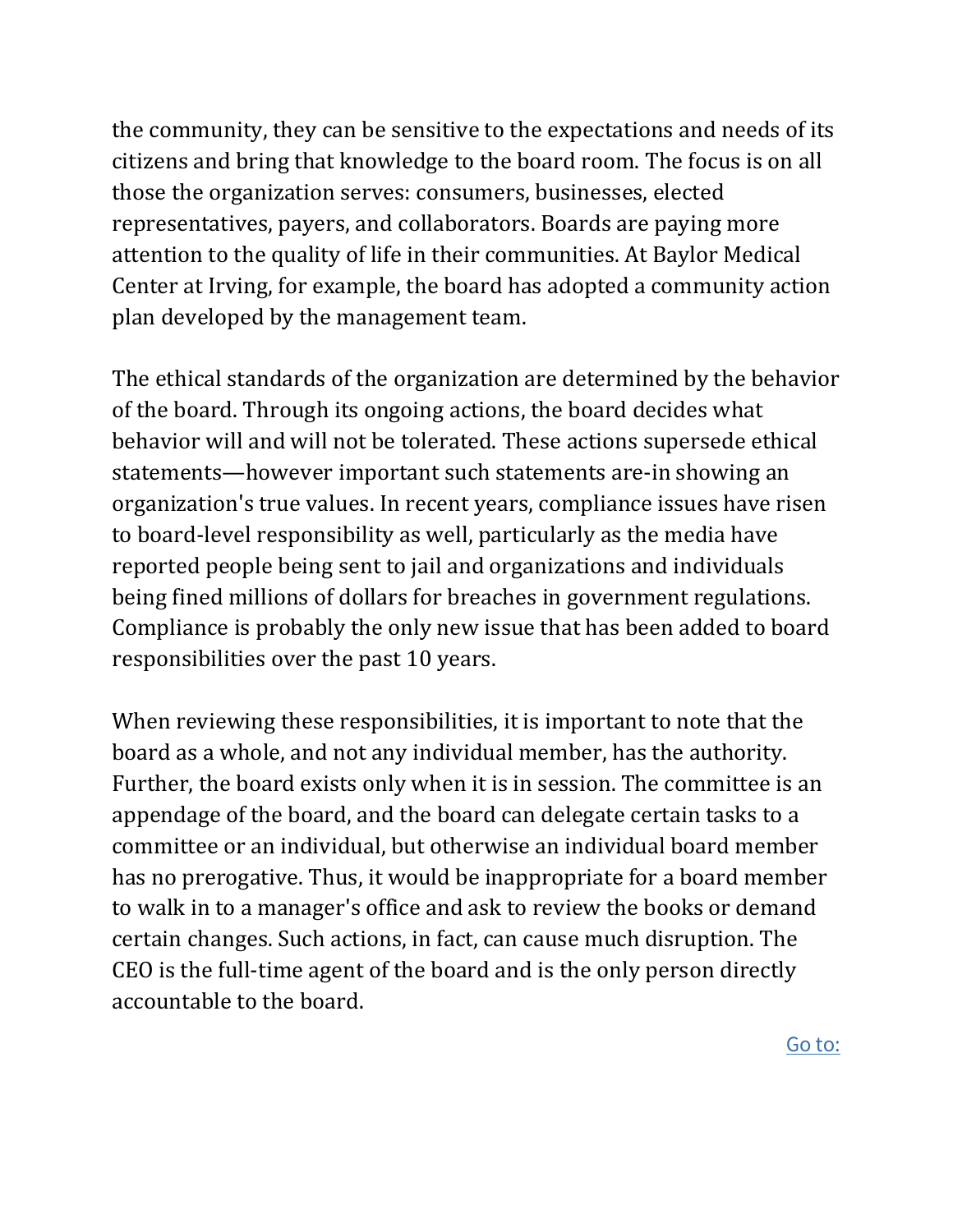the community, they can be sensitive to the expectations and needs of its citizens and bring that knowledge to the board room. The focus is on all those the organization serves: consumers, businesses, elected representatives, payers, and collaborators. Boards are paying more attention to the quality of life in their communities. At Baylor Medical Center at Irving, for example, the board has adopted a community action plan developed by the management team.

The ethical standards of the organization are determined by the behavior of the board. Through its ongoing actions, the board decides what behavior will and will not be tolerated. These actions supersede ethical statements—however important such statements are-in showing an organization's true values. In recent years, compliance issues have risen to board-level responsibility as well, particularly as the media have reported people being sent to jail and organizations and individuals being fined millions of dollars for breaches in government regulations. Compliance is probably the only new issue that has been added to board responsibilities over the past 10 years.

When reviewing these responsibilities, it is important to note that the board as a whole, and not any individual member, has the authority. Further, the board exists only when it is in session. The committee is an appendage of the board, and the board can delegate certain tasks to a committee or an individual, but otherwise an individual board member has no prerogative. Thus, it would be inappropriate for a board member to walk in to a manager's office and ask to review the books or demand certain changes. Such actions, in fact, can cause much disruption. The CEO is the full-time agent of the board and is the only person directly accountable to the board.

Go to: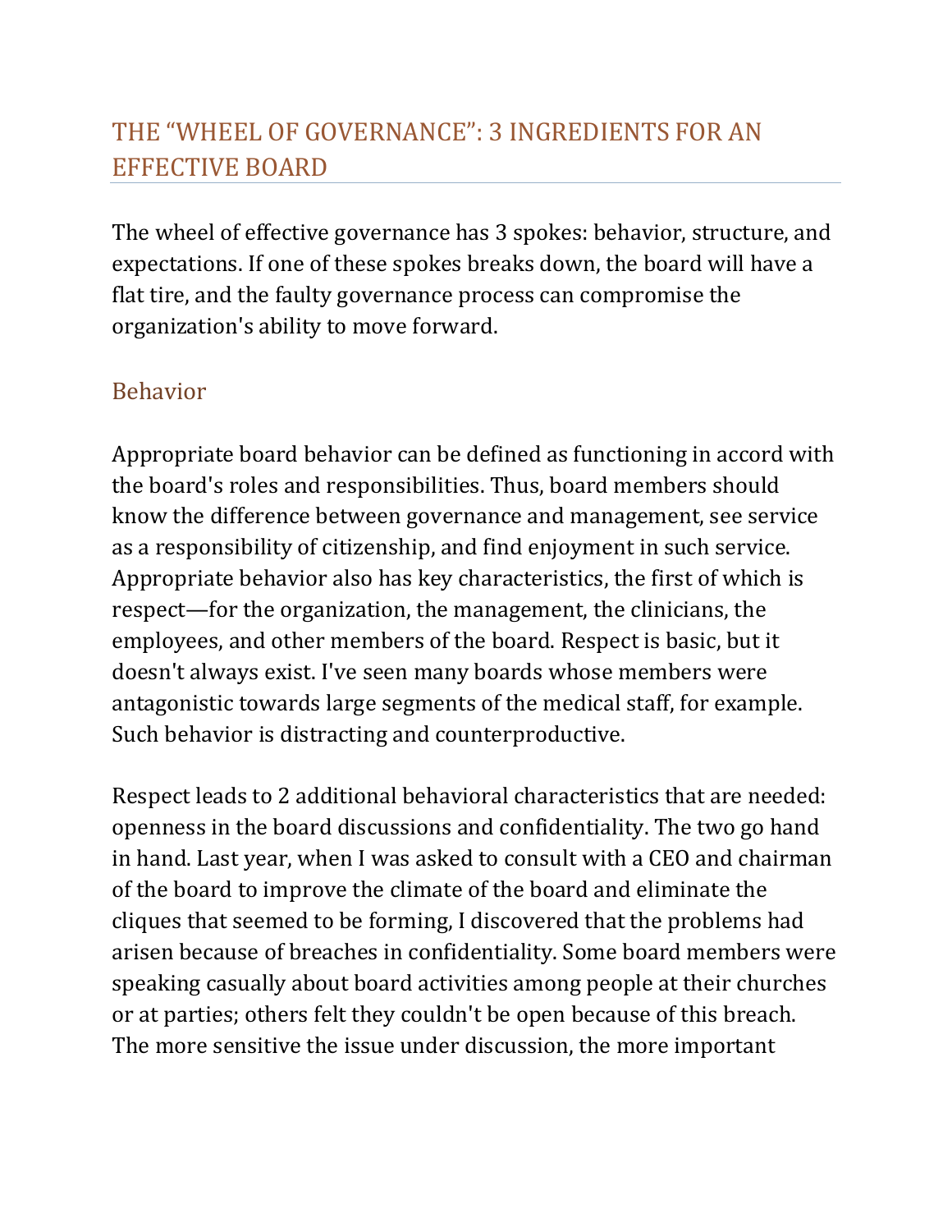## THE "WHEEL OF GOVERNANCE": 3 INGREDIENTS FOR AN EFFECTIVE BOARD

The wheel of effective governance has 3 spokes: behavior, structure, and expectations. If one of these spokes breaks down, the board will have a flat tire, and the faulty governance process can compromise the organization's ability to move forward.

### Behavior

Appropriate board behavior can be defined as functioning in accord with the board's roles and responsibilities. Thus, board members should know the difference between governance and management, see service as a responsibility of citizenship, and find enjoyment in such service. Appropriate behavior also has key characteristics, the first of which is respect—for the organization, the management, the clinicians, the employees, and other members of the board. Respect is basic, but it doesn't always exist. I've seen many boards whose members were antagonistic towards large segments of the medical staff, for example. Such behavior is distracting and counterproductive.

Respect leads to 2 additional behavioral characteristics that are needed: openness in the board discussions and confidentiality. The two go hand in hand. Last year, when I was asked to consult with a CEO and chairman of the board to improve the climate of the board and eliminate the cliques that seemed to be forming, I discovered that the problems had arisen because of breaches in confidentiality. Some board members were speaking casually about board activities among people at their churches or at parties; others felt they couldn't be open because of this breach. The more sensitive the issue under discussion, the more important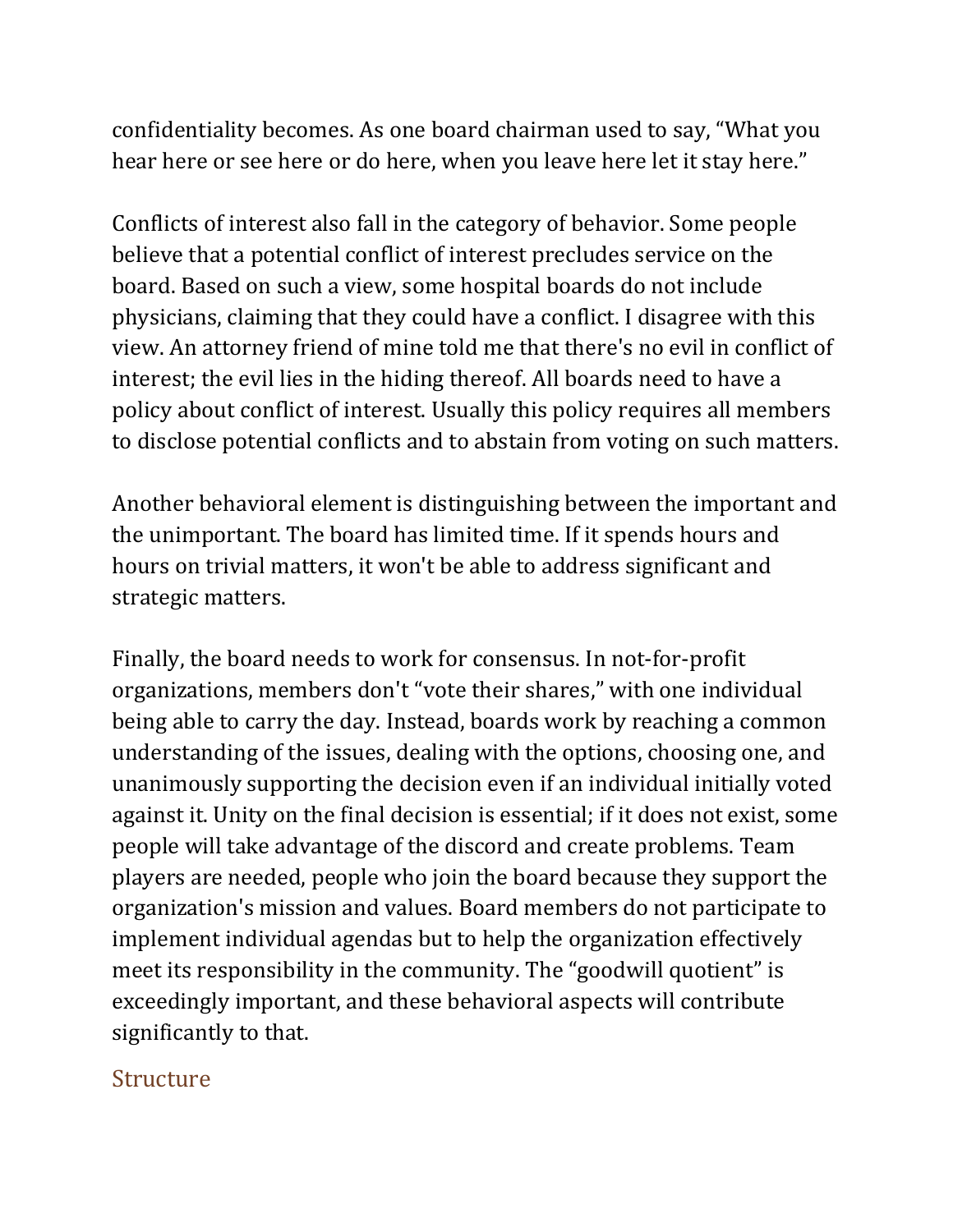confidentiality becomes. As one board chairman used to say, "What you hear here or see here or do here, when you leave here let it stay here."

Conflicts of interest also fall in the category of behavior. Some people believe that a potential conflict of interest precludes service on the board. Based on such a view, some hospital boards do not include physicians, claiming that they could have a conflict. I disagree with this view. An attorney friend of mine told me that there's no evil in conflict of interest; the evil lies in the hiding thereof. All boards need to have a policy about conflict of interest. Usually this policy requires all members to disclose potential conflicts and to abstain from voting on such matters.

Another behavioral element is distinguishing between the important and the unimportant. The board has limited time. If it spends hours and hours on trivial matters, it won't be able to address significant and strategic matters.

Finally, the board needs to work for consensus. In not-for-profit organizations, members don't "vote their shares," with one individual being able to carry the day. Instead, boards work by reaching a common understanding of the issues, dealing with the options, choosing one, and unanimously supporting the decision even if an individual initially voted against it. Unity on the final decision is essential; if it does not exist, some people will take advantage of the discord and create problems. Team players are needed, people who join the board because they support the organization's mission and values. Board members do not participate to implement individual agendas but to help the organization effectively meet its responsibility in the community. The "goodwill quotient" is exceedingly important, and these behavioral aspects will contribute significantly to that.

## Structure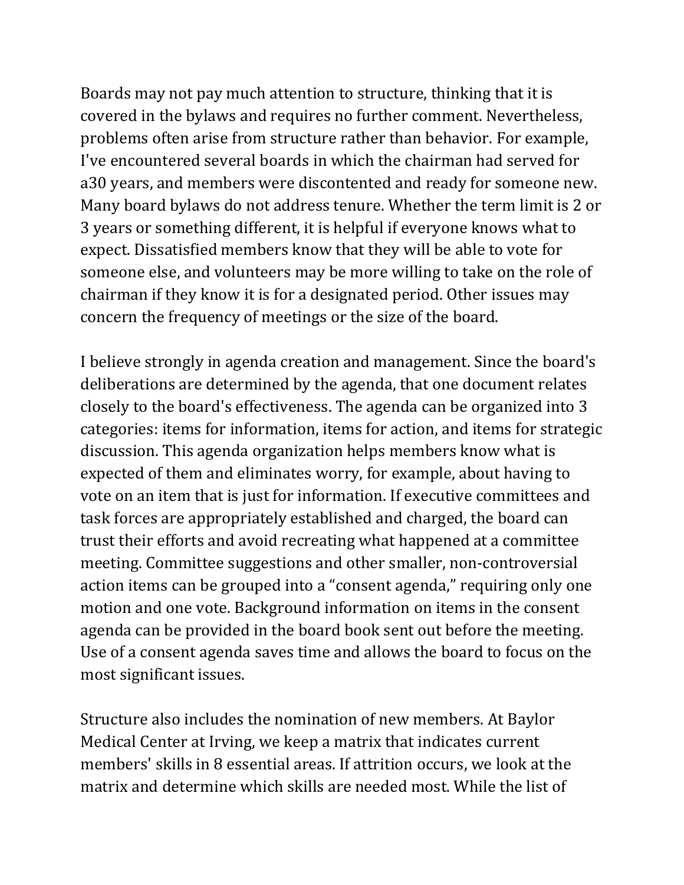Boards may not pay much attention to structure, thinking that it is covered in the bylaws and requires no further comment. Nevertheless, problems often arise from structure rather than behavior. For example, I've encountered several boards in which the chairman had served for a30 years, and members were discontented and ready for someone new. Many board bylaws do not address tenure. Whether the term limit is 2 or 3 years or something different, it is helpful if everyone knows what to expect. Dissatisfied members know that they will be able to vote for someone else, and volunteers may be more willing to take on the role of chairman if they know it is for a designated period. Other issues may concern the frequency of meetings or the size of the board.

I believe strongly in agenda creation and management. Since the board's deliberations are determined by the agenda, that one document relates closely to the board's effectiveness. The agenda can be organized into 3 categories: items for information, items for action, and items for strategic discussion. This agenda organization helps members know what is expected of them and eliminates worry, for example, about having to vote on an item that is just for information. If executive committees and task forces are appropriately established and charged, the board can trust their efforts and avoid recreating what happened at a committee meeting. Committee suggestions and other smaller, non-controversial action items can be grouped into a "consent agenda," requiring only one motion and one vote. Background information on items in the consent agenda can be provided in the board book sent out before the meeting. Use of a consent agenda saves time and allows the board to focus on the most significant issues.

Structure also includes the nomination of new members. At Baylor Medical Center at Irving, we keep a matrix that indicates current members' skills in 8 essential areas. If attrition occurs, we look at the matrix and determine which skills are needed most. While the list of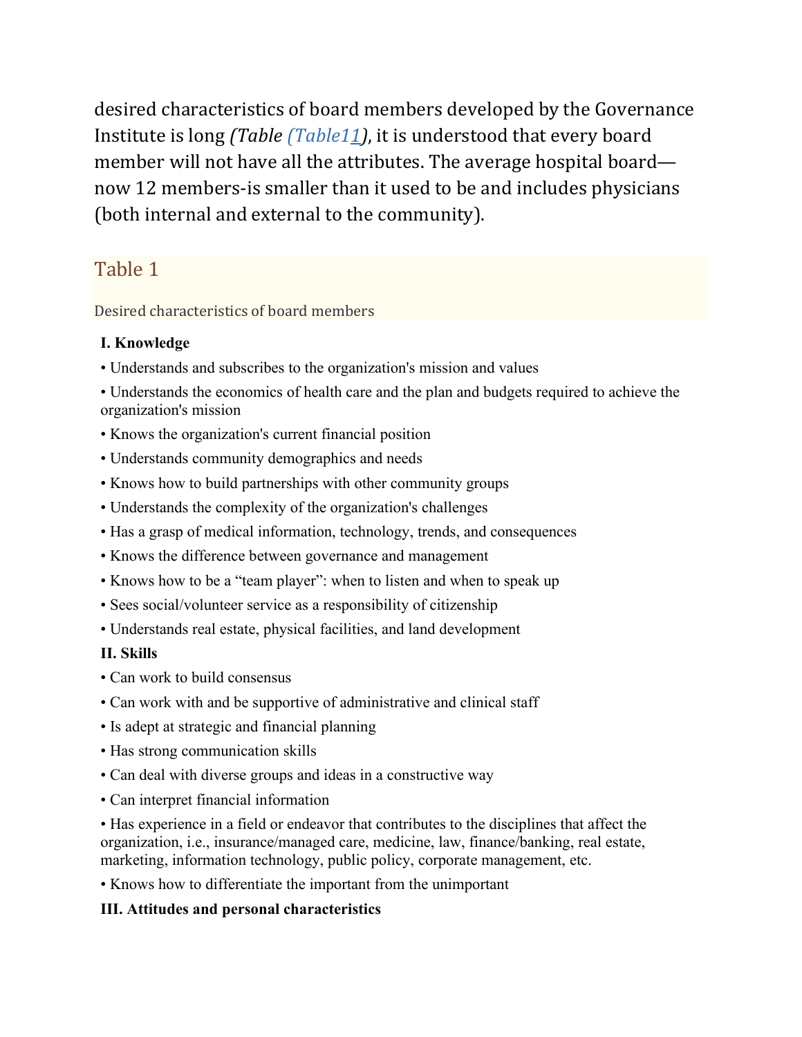desired characteristics of board members developed by the Governance Institute is long *(Table (Table11)*, it is understood that every board member will not have all the attributes. The average hospital board—now 12 members-is smaller than it used to be and includes physicians (both internal and external to the community).

## Table 1

Desired characteristics of board members

**I. Knowledge**

- Understands and subscribes to the organization's mission and values
- Understands the economics of health care and the plan and budgets required to achieve the organization's mission
- Knows the organization's current financial position
- Understands community demographics and needs
- Knows how to build partnerships with other community groups
- Understands the complexity of the organization's challenges
- Has a grasp of medical information, technology, trends, and consequences
- Knows the difference between governance and management
- Knows how to be a "team player": when to listen and when to speak up
- Sees social/volunteer service as a responsibility of citizenship
- Understands real estate, physical facilities, and land development

**II. Skills**

- Can work to build consensus
- Can work with and be supportive of administrative and clinical staff
- Is adept at strategic and financial planning
- Has strong communication skills
- Can deal with diverse groups and ideas in a constructive way
- Can interpret financial information
- Has experience in a field or endeavor that contributes to the disciplines that affect the organization, i.e., insurance/managed care, medicine, law, finance/banking, real estate, marketing, information technology, public policy, corporate management, etc.
- Knows how to differentiate the important from the unimportant

**III. Attitudes and personal characteristics**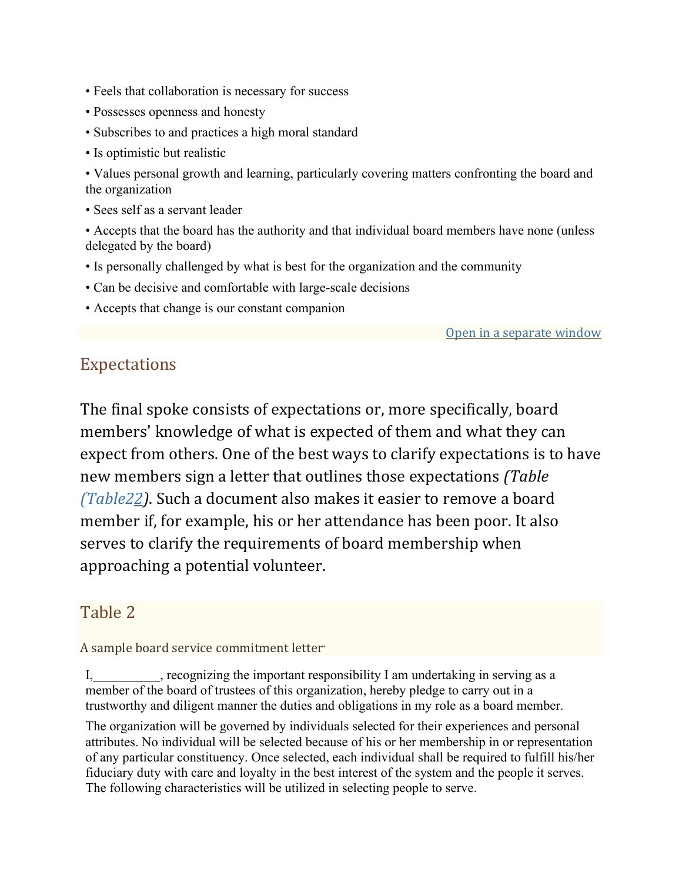- Feels that collaboration is necessary for success
- Possesses openness and honesty
- Subscribes to and practices a high moral standard
- Is optimistic but realistic
- Values personal growth and learning, particularly covering matters confronting the board and the organization
- Sees self as a servant leader
- Accepts that the board has the authority and that individual board members have none (unless delegated by the board)
- Is personally challenged by what is best for the organization and the community
- Can be decisive and comfortable with large-scale decisions
- Accepts that change is our constant companion

Open in a separate window

## Expectations

The final spoke consists of expectations or, more specifically, board members' knowledge of what is expected of them and what they can expect from others. One of the best ways to clarify expectations is to have new members sign a letter that outlines those expectations *(Table (Table22)*. Such a document also makes it easier to remove a board member if, for example, his or her attendance has been poor. It also serves to clarify the requirements of board membership when approaching a potential volunteer.

## Table 2

A sample board service commitment letter*

I,__________, recognizing the important responsibility I am undertaking in serving as a member of the board of trustees of this organization, hereby pledge to carry out in a trustworthy and diligent manner the duties and obligations in my role as a board member.

The organization will be governed by individuals selected for their experiences and personal attributes. No individual will be selected because of his or her membership in or representation of any particular constituency. Once selected, each individual shall be required to fulfill his/her fiduciary duty with care and loyalty in the best interest of the system and the people it serves. The following characteristics will be utilized in selecting people to serve.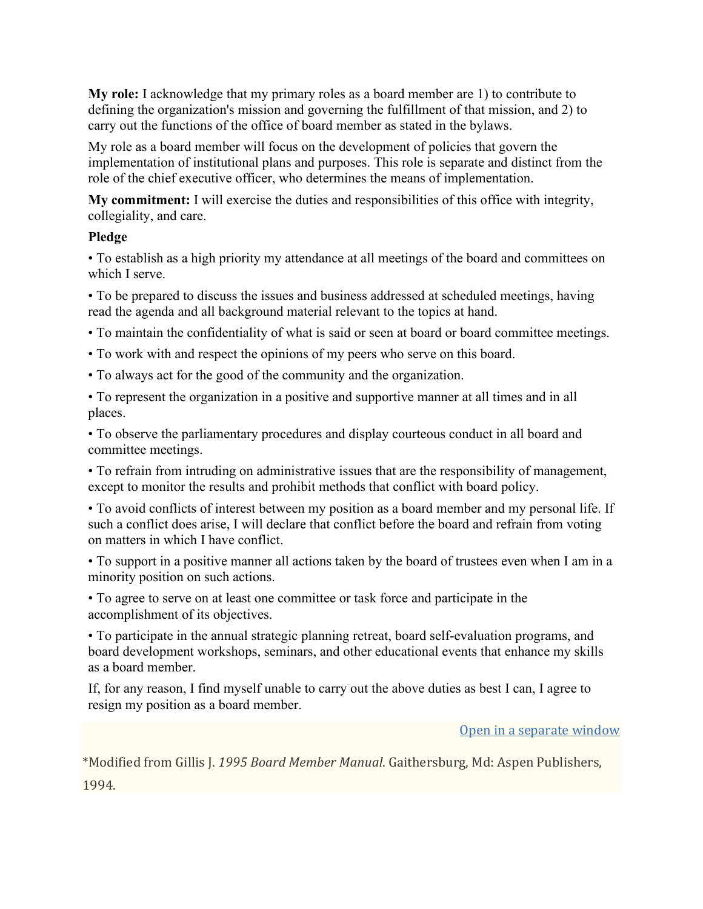**My role:** I acknowledge that my primary roles as a board member are 1) to contribute to defining the organization's mission and governing the fulfillment of that mission, and 2) to carry out the functions of the office of board member as stated in the bylaws.

My role as a board member will focus on the development of policies that govern the implementation of institutional plans and purposes. This role is separate and distinct from the role of the chief executive officer, who determines the means of implementation.

**My commitment:** I will exercise the duties and responsibilities of this office with integrity, collegiality, and care.

**Pledge**

- To establish as a high priority my attendance at all meetings of the board and committees on which I serve.
- To be prepared to discuss the issues and business addressed at scheduled meetings, having read the agenda and all background material relevant to the topics at hand.
- To maintain the confidentiality of what is said or seen at board or board committee meetings.
- To work with and respect the opinions of my peers who serve on this board.
- To always act for the good of the community and the organization.
- To represent the organization in a positive and supportive manner at all times and in all places.
- To observe the parliamentary procedures and display courteous conduct in all board and committee meetings.
- To refrain from intruding on administrative issues that are the responsibility of management, except to monitor the results and prohibit methods that conflict with board policy.
- To avoid conflicts of interest between my position as a board member and my personal life. If such a conflict does arise, I will declare that conflict before the board and refrain from voting on matters in which I have conflict.
- To support in a positive manner all actions taken by the board of trustees even when I am in a minority position on such actions.
- To agree to serve on at least one committee or task force and participate in the accomplishment of its objectives.
- To participate in the annual strategic planning retreat, board self-evaluation programs, and board development workshops, seminars, and other educational events that enhance my skills as a board member.

If, for any reason, I find myself unable to carry out the above duties as best I can, I agree to resign my position as a board member.

Open in a separate window

*Modified from Gillis J. *1995 Board Member Manual*. Gaithersburg, Md: Aspen Publishers, 1994.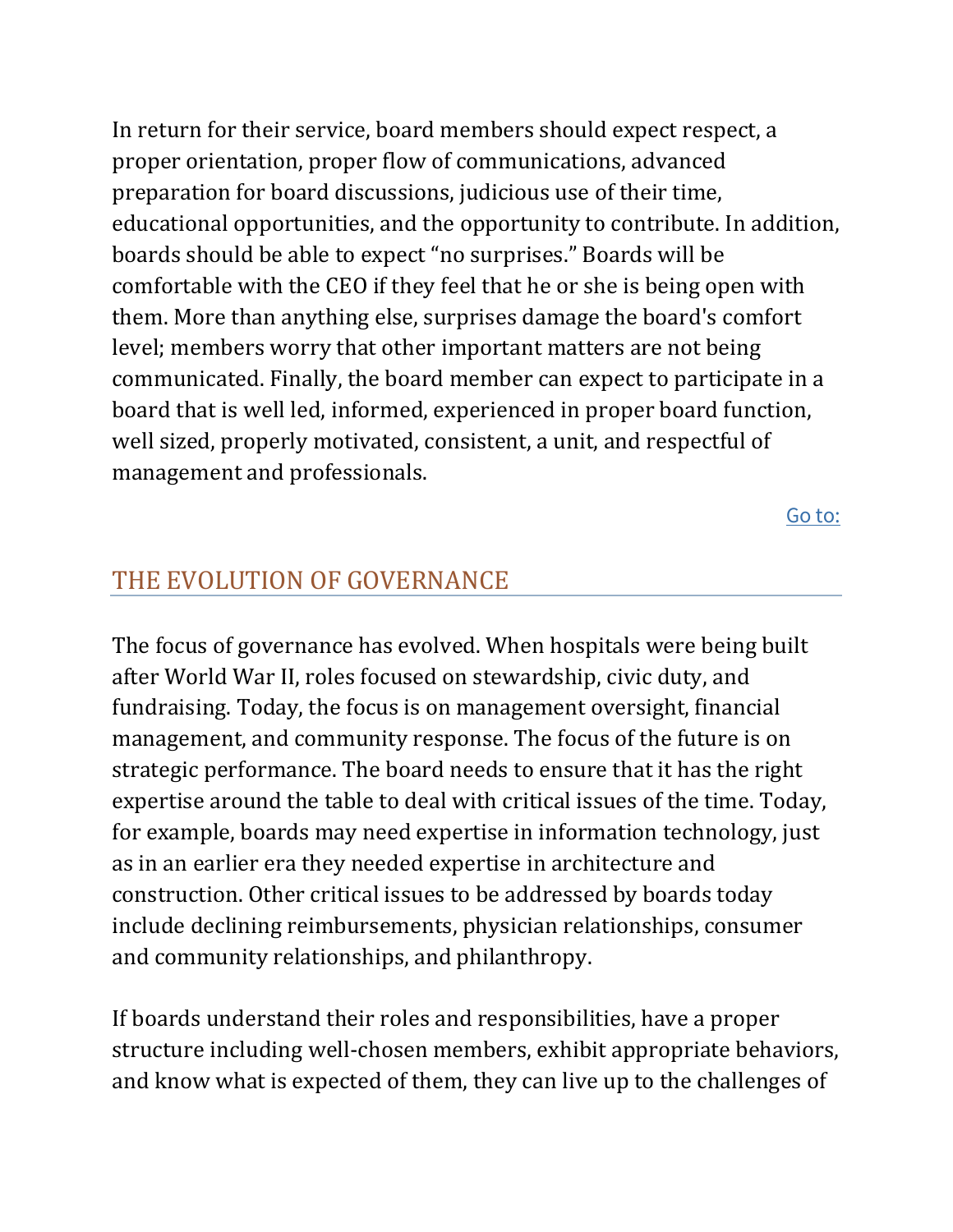In return for their service, board members should expect respect, a proper orientation, proper flow of communications, advanced preparation for board discussions, judicious use of their time, educational opportunities, and the opportunity to contribute. In addition, boards should be able to expect "no surprises." Boards will be comfortable with the CEO if they feel that he or she is being open with them. More than anything else, surprises damage the board's comfort level; members worry that other important matters are not being communicated. Finally, the board member can expect to participate in a board that is well led, informed, experienced in proper board function, well sized, properly motivated, consistent, a unit, and respectful of management and professionals.

Go to:

## THE EVOLUTION OF GOVERNANCE

The focus of governance has evolved. When hospitals were being built after World War II, roles focused on stewardship, civic duty, and fundraising. Today, the focus is on management oversight, financial management, and community response. The focus of the future is on strategic performance. The board needs to ensure that it has the right expertise around the table to deal with critical issues of the time. Today, for example, boards may need expertise in information technology, just as in an earlier era they needed expertise in architecture and construction. Other critical issues to be addressed by boards today include declining reimbursements, physician relationships, consumer and community relationships, and philanthropy.

If boards understand their roles and responsibilities, have a proper structure including well-chosen members, exhibit appropriate behaviors, and know what is expected of them, they can live up to the challenges of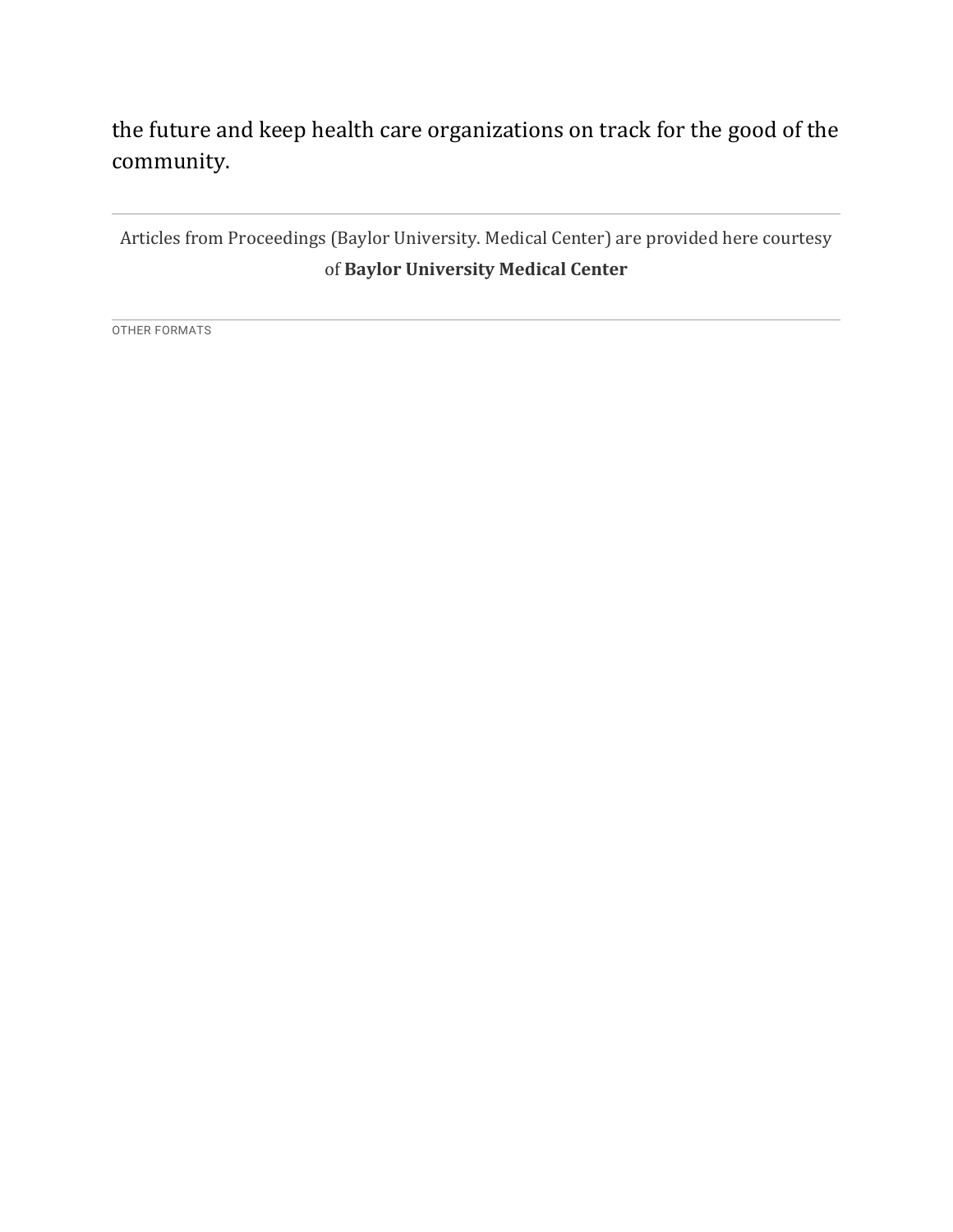the future and keep health care organizations on track for the good of the community.

---

Articles from Proceedings (Baylor University. Medical Center) are provided here courtesy of **Baylor University Medical Center**

---

OTHER FORMATS